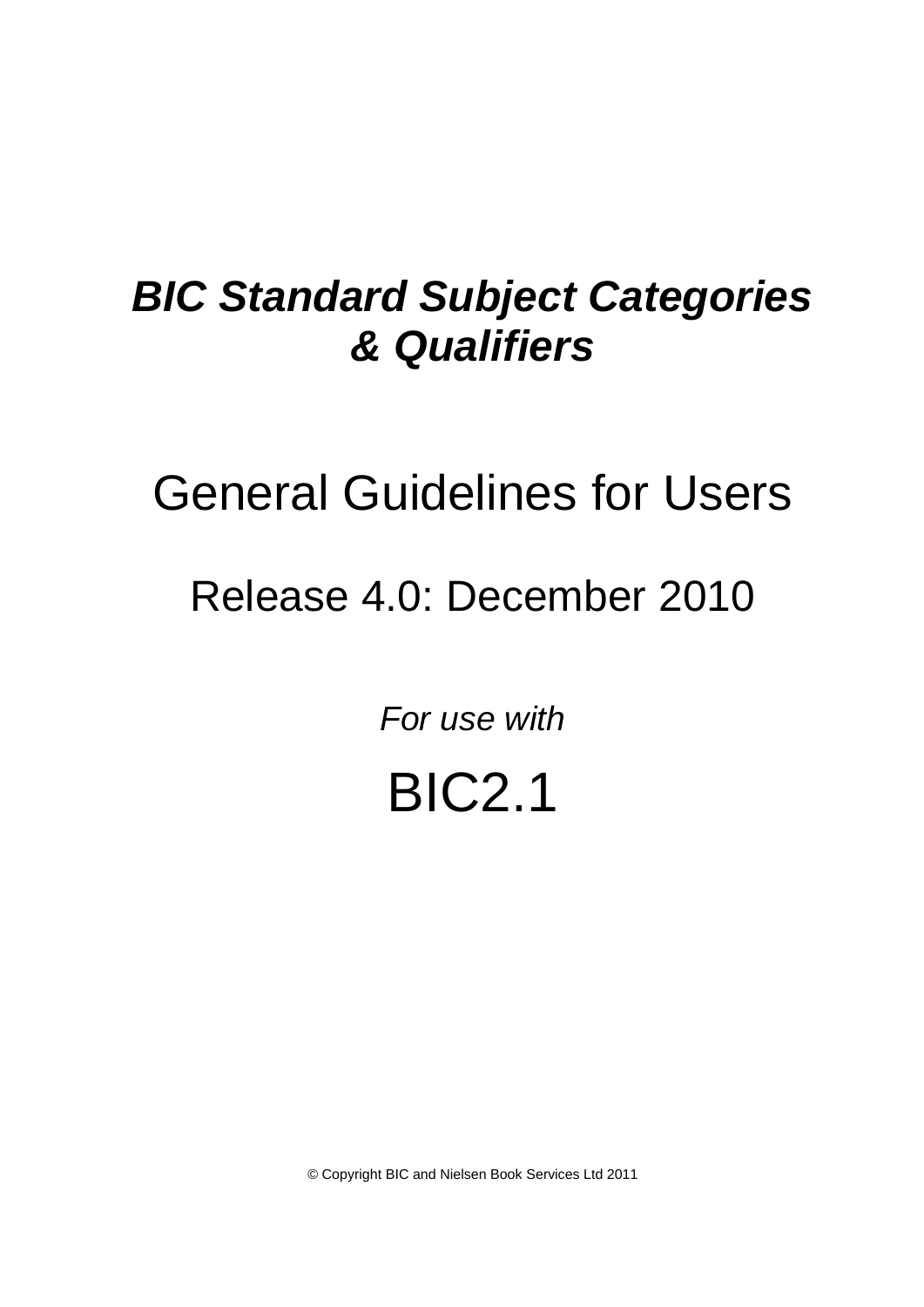# *BIC Standard Subject Categories & Qualifiers*

## General Guidelines for Users

## Release 4.0: December 2010

*For use with*

## BIC2.1

© Copyright BIC and Nielsen Book Services Ltd 2011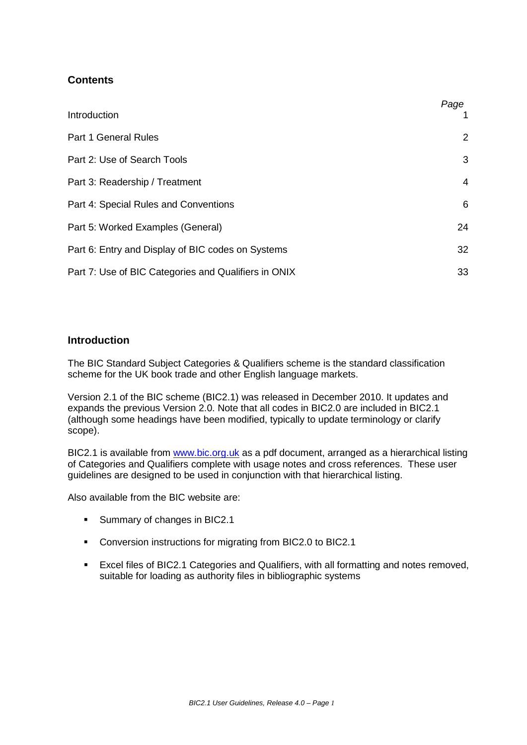## Contents

| | Page |
|---|---|
| Introduction | 1 |
| Part 1 General Rules | 2 |
| Part 2: Use of Search Tools | 3 |
| Part 3: Readership / Treatment | 4 |
| Part 4: Special Rules and Conventions | 6 |
| Part 5: Worked Examples (General) | 24 |
| Part 6: Entry and Display of BIC codes on Systems | 32 |
| Part 7: Use of BIC Categories and Qualifiers in ONIX | 33 |

## Introduction

The BIC Standard Subject Categories & Qualifiers scheme is the standard classification scheme for the UK book trade and other English language markets.

Version 2.1 of the BIC scheme (BIC2.1) was released in December 2010. It updates and expands the previous Version 2.0. Note that all codes in BIC2.0 are included in BIC2.1 (although some headings have been modified, typically to update terminology or clarify scope).

BIC2.1 is available from [www.bic.org.uk](http://www.bic.org.uk) as a pdf document, arranged as a hierarchical listing of Categories and Qualifiers complete with usage notes and cross references. These user guidelines are designed to be used in conjunction with that hierarchical listing.

Also available from the BIC website are:

- Summary of changes in BIC2.1
- Conversion instructions for migrating from BIC2.0 to BIC2.1
- Excel files of BIC2.1 Categories and Qualifiers, with all formatting and notes removed, suitable for loading as authority files in bibliographic systems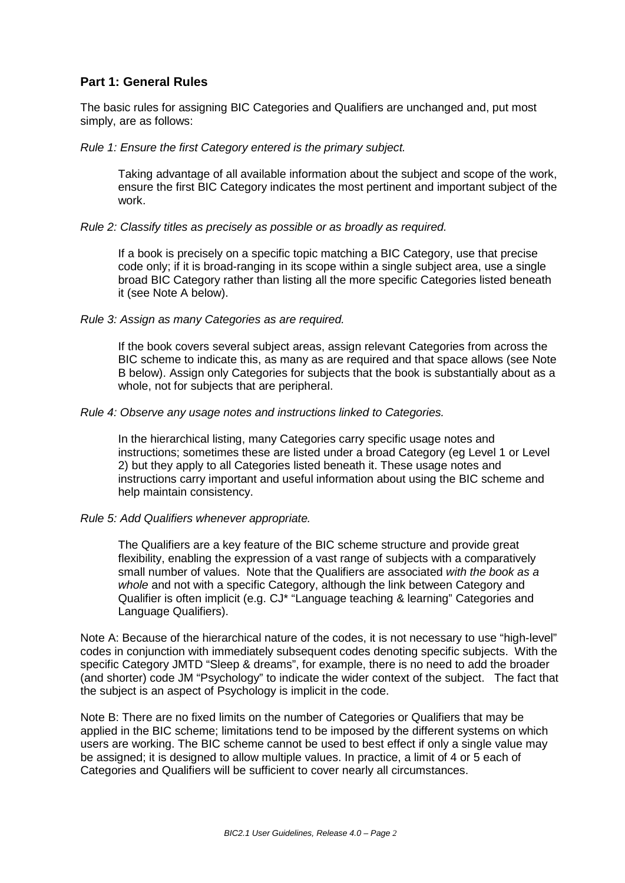## Part 1: General Rules

The basic rules for assigning BIC Categories and Qualifiers are unchanged and, put most simply, are as follows:

*Rule 1: Ensure the first Category entered is the primary subject.*

Taking advantage of all available information about the subject and scope of the work, ensure the first BIC Category indicates the most pertinent and important subject of the work.

*Rule 2: Classify titles as precisely as possible or as broadly as required.*

If a book is precisely on a specific topic matching a BIC Category, use that precise code only; if it is broad-ranging in its scope within a single subject area, use a single broad BIC Category rather than listing all the more specific Categories listed beneath it (see Note A below).

*Rule 3: Assign as many Categories as are required.*

If the book covers several subject areas, assign relevant Categories from across the BIC scheme to indicate this, as many as are required and that space allows (see Note B below). Assign only Categories for subjects that the book is substantially about as a whole, not for subjects that are peripheral.

*Rule 4: Observe any usage notes and instructions linked to Categories.*

In the hierarchical listing, many Categories carry specific usage notes and instructions; sometimes these are listed under a broad Category (eg Level 1 or Level 2) but they apply to all Categories listed beneath it. These usage notes and instructions carry important and useful information about using the BIC scheme and help maintain consistency.

*Rule 5: Add Qualifiers whenever appropriate.*

The Qualifiers are a key feature of the BIC scheme structure and provide great flexibility, enabling the expression of a vast range of subjects with a comparatively small number of values. Note that the Qualifiers are associated *with the book as a whole* and not with a specific Category, although the link between Category and Qualifier is often implicit (e.g. CJ* "Language teaching & learning" Categories and Language Qualifiers).

Note A: Because of the hierarchical nature of the codes, it is not necessary to use "high-level" codes in conjunction with immediately subsequent codes denoting specific subjects. With the specific Category JMTD "Sleep & dreams", for example, there is no need to add the broader (and shorter) code JM "Psychology" to indicate the wider context of the subject. The fact that the subject is an aspect of Psychology is implicit in the code.

Note B: There are no fixed limits on the number of Categories or Qualifiers that may be applied in the BIC scheme; limitations tend to be imposed by the different systems on which users are working. The BIC scheme cannot be used to best effect if only a single value may be assigned; it is designed to allow multiple values. In practice, a limit of 4 or 5 each of Categories and Qualifiers will be sufficient to cover nearly all circumstances.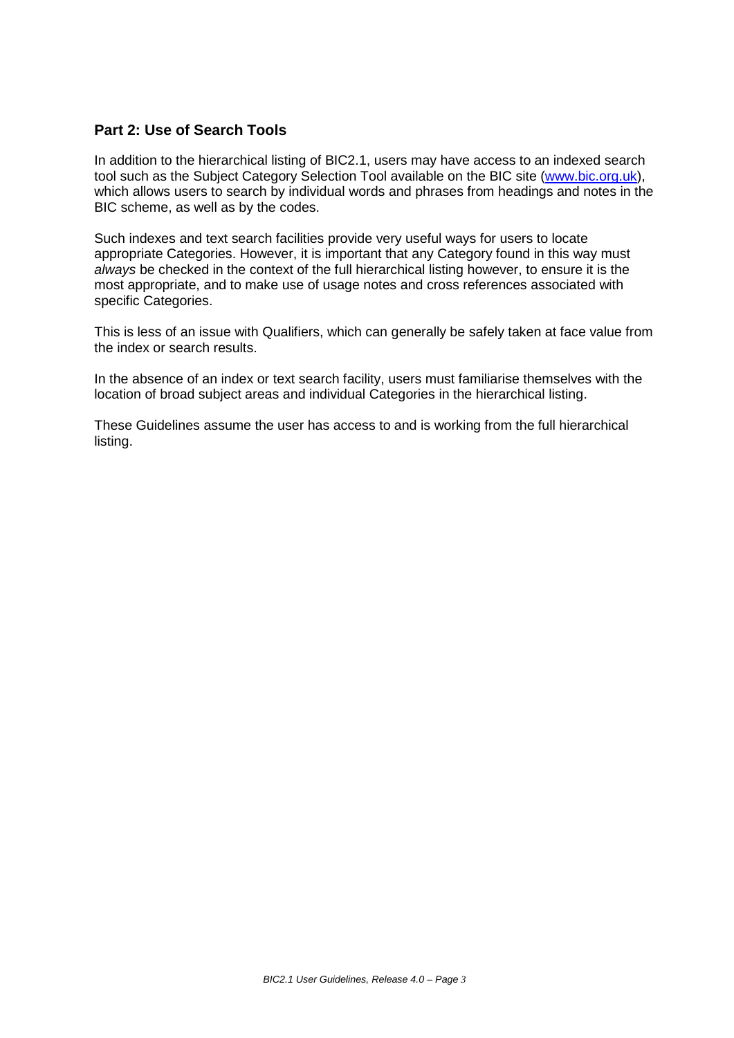## Part 2: Use of Search Tools

In addition to the hierarchical listing of BIC2.1, users may have access to an indexed search tool such as the Subject Category Selection Tool available on the BIC site (www.bic.org.uk), which allows users to search by individual words and phrases from headings and notes in the BIC scheme, as well as by the codes.

Such indexes and text search facilities provide very useful ways for users to locate appropriate Categories. However, it is important that any Category found in this way must *always* be checked in the context of the full hierarchical listing however, to ensure it is the most appropriate, and to make use of usage notes and cross references associated with specific Categories.

This is less of an issue with Qualifiers, which can generally be safely taken at face value from the index or search results.

In the absence of an index or text search facility, users must familiarise themselves with the location of broad subject areas and individual Categories in the hierarchical listing.

These Guidelines assume the user has access to and is working from the full hierarchical listing.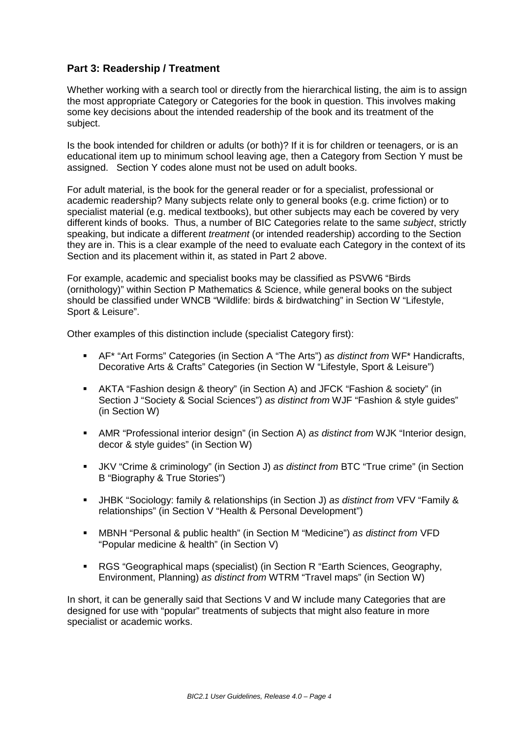## Part 3: Readership / Treatment

Whether working with a search tool or directly from the hierarchical listing, the aim is to assign the most appropriate Category or Categories for the book in question. This involves making some key decisions about the intended readership of the book and its treatment of the subject.

Is the book intended for children or adults (or both)? If it is for children or teenagers, or is an educational item up to minimum school leaving age, then a Category from Section Y must be assigned. Section Y codes alone must not be used on adult books.

For adult material, is the book for the general reader or for a specialist, professional or academic readership? Many subjects relate only to general books (e.g. crime fiction) or to specialist material (e.g. medical textbooks), but other subjects may each be covered by very different kinds of books. Thus, a number of BIC Categories relate to the same *subject*, strictly speaking, but indicate a different *treatment* (or intended readership) according to the Section they are in. This is a clear example of the need to evaluate each Category in the context of its Section and its placement within it, as stated in Part 2 above.

For example, academic and specialist books may be classified as PSVW6 "Birds (ornithology)" within Section P Mathematics & Science, while general books on the subject should be classified under WNCB "Wildlife: birds & birdwatching" in Section W "Lifestyle, Sport & Leisure".

Other examples of this distinction include (specialist Category first):

- AF* "Art Forms" Categories (in Section A "The Arts") *as distinct from* WF* Handicrafts, Decorative Arts & Crafts" Categories (in Section W "Lifestyle, Sport & Leisure")
- AKTA "Fashion design & theory" (in Section A) and JFCK "Fashion & society" (in Section J "Society & Social Sciences") *as distinct from* WJF "Fashion & style guides" (in Section W)
- AMR "Professional interior design" (in Section A) *as distinct from* WJK "Interior design, decor & style guides" (in Section W)
- JKV "Crime & criminology" (in Section J) *as distinct from* BTC "True crime" (in Section B "Biography & True Stories")
- JHBK "Sociology: family & relationships (in Section J) *as distinct from* VFV "Family & relationships" (in Section V "Health & Personal Development")
- MBNH "Personal & public health" (in Section M "Medicine") *as distinct from* VFD "Popular medicine & health" (in Section V)
- RGS "Geographical maps (specialist) (in Section R "Earth Sciences, Geography, Environment, Planning) *as distinct from* WTRM "Travel maps" (in Section W)

In short, it can be generally said that Sections V and W include many Categories that are designed for use with "popular" treatments of subjects that might also feature in more specialist or academic works.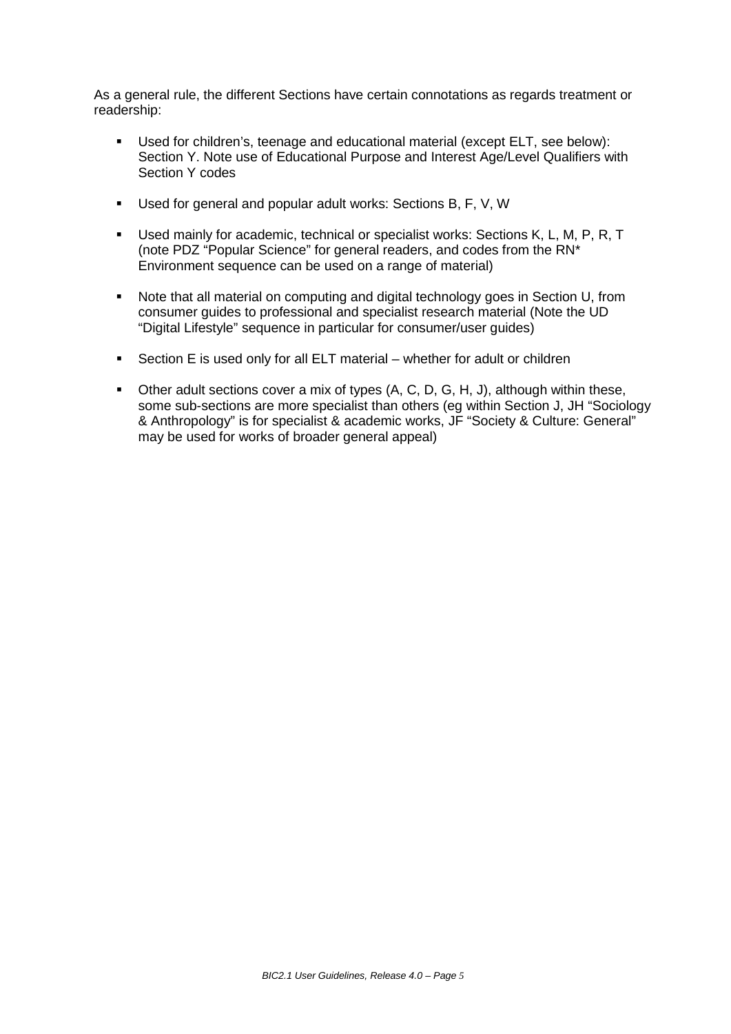As a general rule, the different Sections have certain connotations as regards treatment or readership:

- Used for children's, teenage and educational material (except ELT, see below): Section Y. Note use of Educational Purpose and Interest Age/Level Qualifiers with Section Y codes

- Used for general and popular adult works: Sections B, F, V, W

- Used mainly for academic, technical or specialist works: Sections K, L, M, P, R, T (note PDZ "Popular Science" for general readers, and codes from the RN* Environment sequence can be used on a range of material)

- Note that all material on computing and digital technology goes in Section U, from consumer guides to professional and specialist research material (Note the UD "Digital Lifestyle" sequence in particular for consumer/user guides)

- Section E is used only for all ELT material – whether for adult or children

- Other adult sections cover a mix of types (A, C, D, G, H, J), although within these, some sub-sections are more specialist than others (eg within Section J, JH "Sociology & Anthropology" is for specialist & academic works, JF "Society & Culture: General" may be used for works of broader general appeal)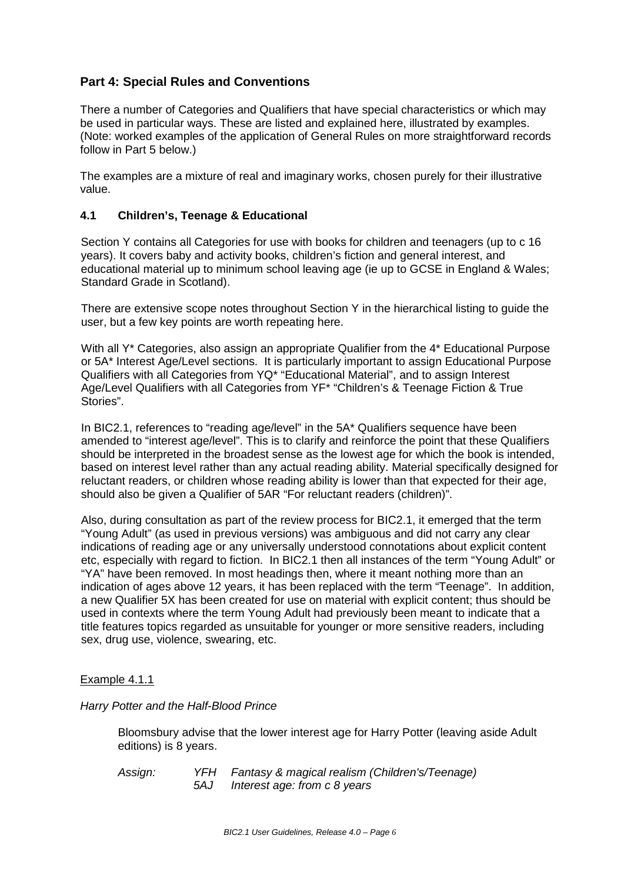## Part 4: Special Rules and Conventions

There a number of Categories and Qualifiers that have special characteristics or which may be used in particular ways. These are listed and explained here, illustrated by examples. (Note: worked examples of the application of General Rules on more straightforward records follow in Part 5 below.)

The examples are a mixture of real and imaginary works, chosen purely for their illustrative value.

### 4.1 Children's, Teenage & Educational

Section Y contains all Categories for use with books for children and teenagers (up to c 16 years). It covers baby and activity books, children's fiction and general interest, and educational material up to minimum school leaving age (ie up to GCSE in England & Wales; Standard Grade in Scotland).

There are extensive scope notes throughout Section Y in the hierarchical listing to guide the user, but a few key points are worth repeating here.

With all Y* Categories, also assign an appropriate Qualifier from the 4* Educational Purpose or 5A* Interest Age/Level sections. It is particularly important to assign Educational Purpose Qualifiers with all Categories from YQ* "Educational Material", and to assign Interest Age/Level Qualifiers with all Categories from YF* "Children's & Teenage Fiction & True Stories".

In BIC2.1, references to "reading age/level" in the 5A* Qualifiers sequence have been amended to "interest age/level". This is to clarify and reinforce the point that these Qualifiers should be interpreted in the broadest sense as the lowest age for which the book is intended, based on interest level rather than any actual reading ability. Material specifically designed for reluctant readers, or children whose reading ability is lower than that expected for their age, should also be given a Qualifier of 5AR "For reluctant readers (children)".

Also, during consultation as part of the review process for BIC2.1, it emerged that the term "Young Adult" (as used in previous versions) was ambiguous and did not carry any clear indications of reading age or any universally understood connotations about explicit content etc, especially with regard to fiction. In BIC2.1 then all instances of the term "Young Adult" or "YA" have been removed. In most headings then, where it meant nothing more than an indication of ages above 12 years, it has been replaced with the term "Teenage". In addition, a new Qualifier 5X has been created for use on material with explicit content; thus should be used in contexts where the term Young Adult had previously been meant to indicate that a title features topics regarded as unsuitable for younger or more sensitive readers, including sex, drug use, violence, swearing, etc.

Example 4.1.1

*Harry Potter and the Half-Blood Prince*

Bloomsbury advise that the lower interest age for Harry Potter (leaving aside Adult editions) is 8 years.

*Assign:* *YFH Fantasy & magical realism (Children's/Teenage)*
*5AJ Interest age: from c 8 years*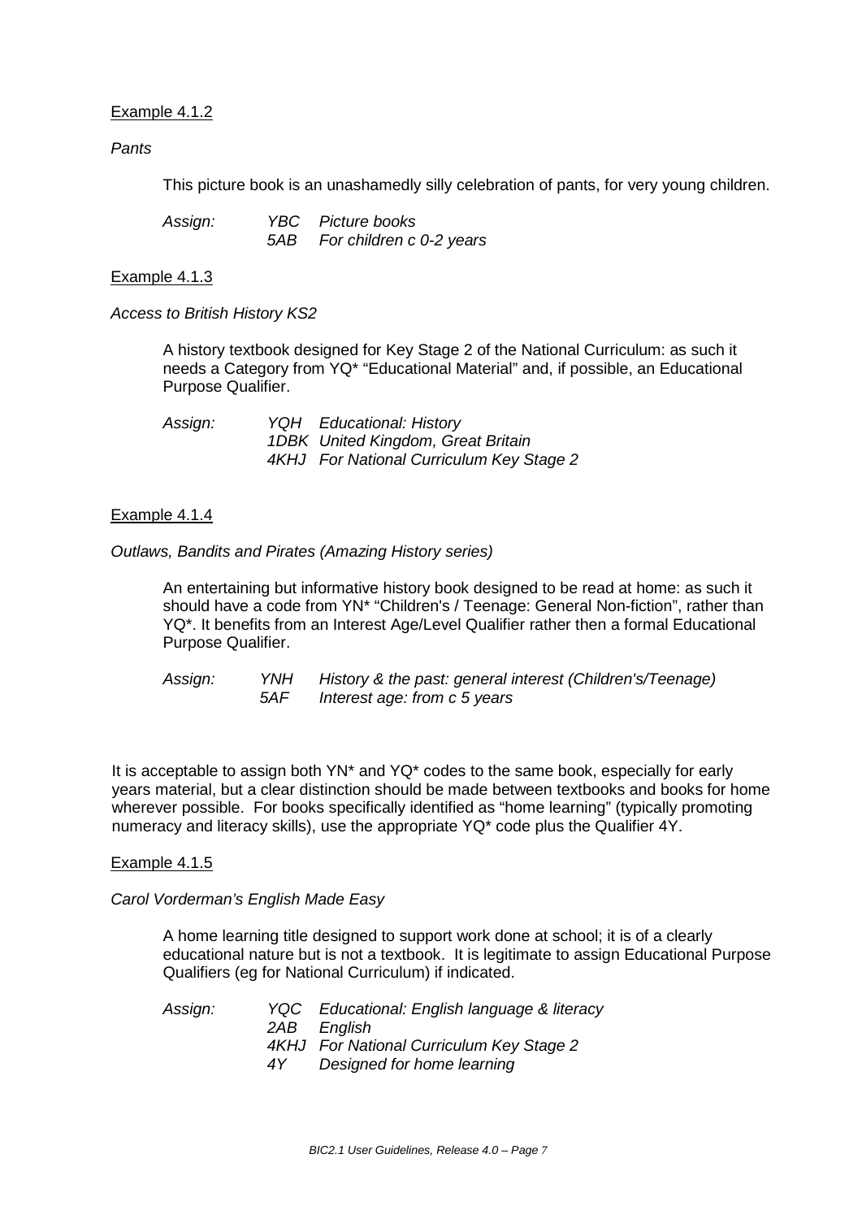Example 4.1.2

*Pants*

This picture book is an unashamedly silly celebration of pants, for very young children.

*Assign:* *YBC Picture books*
*5AB For children c 0-2 years*

Example 4.1.3

*Access to British History KS2*

A history textbook designed for Key Stage 2 of the National Curriculum: as such it needs a Category from YQ* "Educational Material" and, if possible, an Educational Purpose Qualifier.

*Assign:* *YQH Educational: History*
*1DBK United Kingdom, Great Britain*
*4KHJ For National Curriculum Key Stage 2*

Example 4.1.4

*Outlaws, Bandits and Pirates (Amazing History series)*

An entertaining but informative history book designed to be read at home: as such it should have a code from YN* "Children's / Teenage: General Non-fiction", rather than YQ*. It benefits from an Interest Age/Level Qualifier rather then a formal Educational Purpose Qualifier.

*Assign:* *YNH History & the past: general interest (Children's/Teenage)*
*5AF Interest age: from c 5 years*

It is acceptable to assign both YN* and YQ* codes to the same book, especially for early years material, but a clear distinction should be made between textbooks and books for home wherever possible. For books specifically identified as "home learning" (typically promoting numeracy and literacy skills), use the appropriate YQ* code plus the Qualifier 4Y.

Example 4.1.5

*Carol Vorderman's English Made Easy*

A home learning title designed to support work done at school; it is of a clearly educational nature but is not a textbook. It is legitimate to assign Educational Purpose Qualifiers (eg for National Curriculum) if indicated.

*Assign:* *YQC Educational: English language & literacy*
*2AB English*
*4KHJ For National Curriculum Key Stage 2*
*4Y Designed for home learning*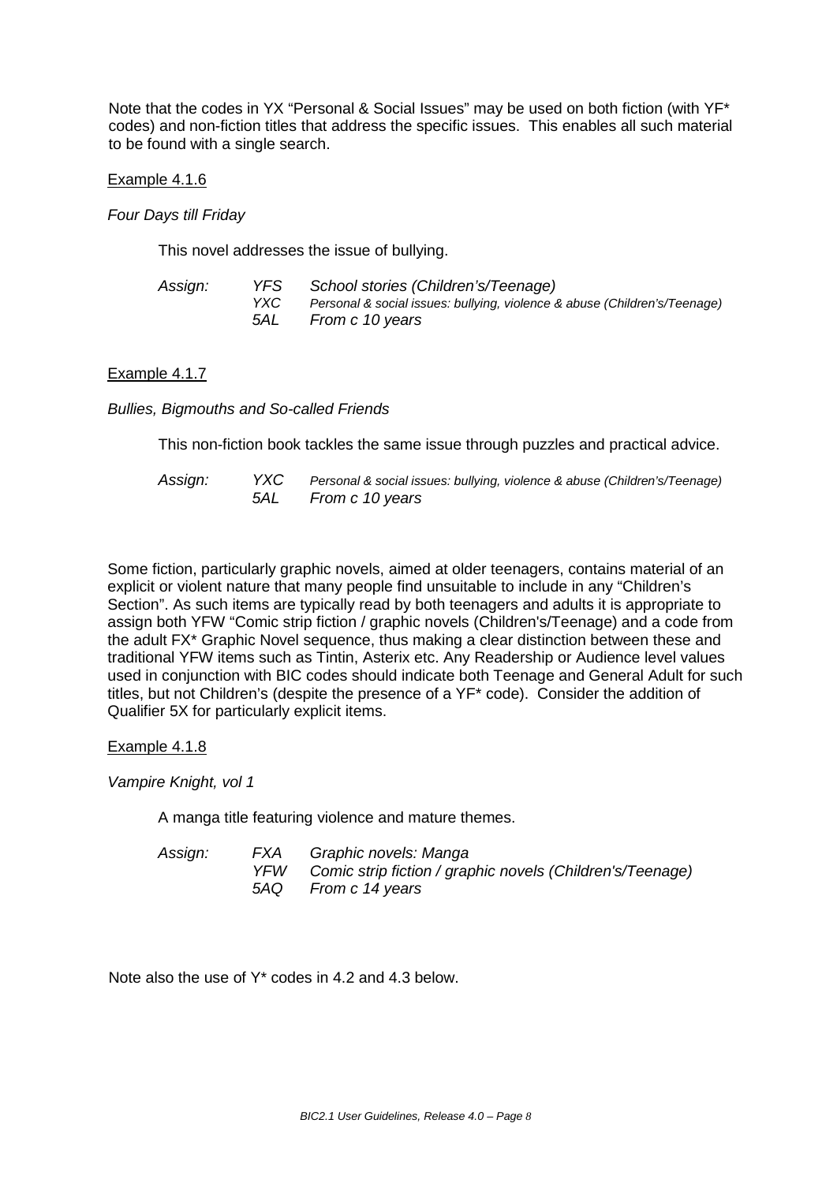Note that the codes in YX "Personal & Social Issues" may be used on both fiction (with YF* codes) and non-fiction titles that address the specific issues. This enables all such material to be found with a single search.

Example 4.1.6

*Four Days till Friday*

This novel addresses the issue of bullying.

| *Assign:* | *YFS* | *School stories (Children's/Teenage)* |
|---|---|---|
| | *YXC* | *Personal & social issues: bullying, violence & abuse (Children's/Teenage)* |
| | *5AL* | *From c 10 years* |

Example 4.1.7

*Bullies, Bigmouths and So-called Friends*

This non-fiction book tackles the same issue through puzzles and practical advice.

| *Assign:* | *YXC* | *Personal & social issues: bullying, violence & abuse (Children's/Teenage)* |
|---|---|---|
| | *5AL* | *From c 10 years* |

Some fiction, particularly graphic novels, aimed at older teenagers, contains material of an explicit or violent nature that many people find unsuitable to include in any "Children's Section". As such items are typically read by both teenagers and adults it is appropriate to assign both YFW "Comic strip fiction / graphic novels (Children's/Teenage) and a code from the adult FX* Graphic Novel sequence, thus making a clear distinction between these and traditional YFW items such as Tintin, Asterix etc. Any Readership or Audience level values used in conjunction with BIC codes should indicate both Teenage and General Adult for such titles, but not Children's (despite the presence of a YF* code). Consider the addition of Qualifier 5X for particularly explicit items.

Example 4.1.8

*Vampire Knight, vol 1*

A manga title featuring violence and mature themes.

| *Assign:* | *FXA* | *Graphic novels: Manga* |
|---|---|---|
| | *YFW* | *Comic strip fiction / graphic novels (Children's/Teenage)* |
| | *5AQ* | *From c 14 years* |

Note also the use of Y* codes in 4.2 and 4.3 below.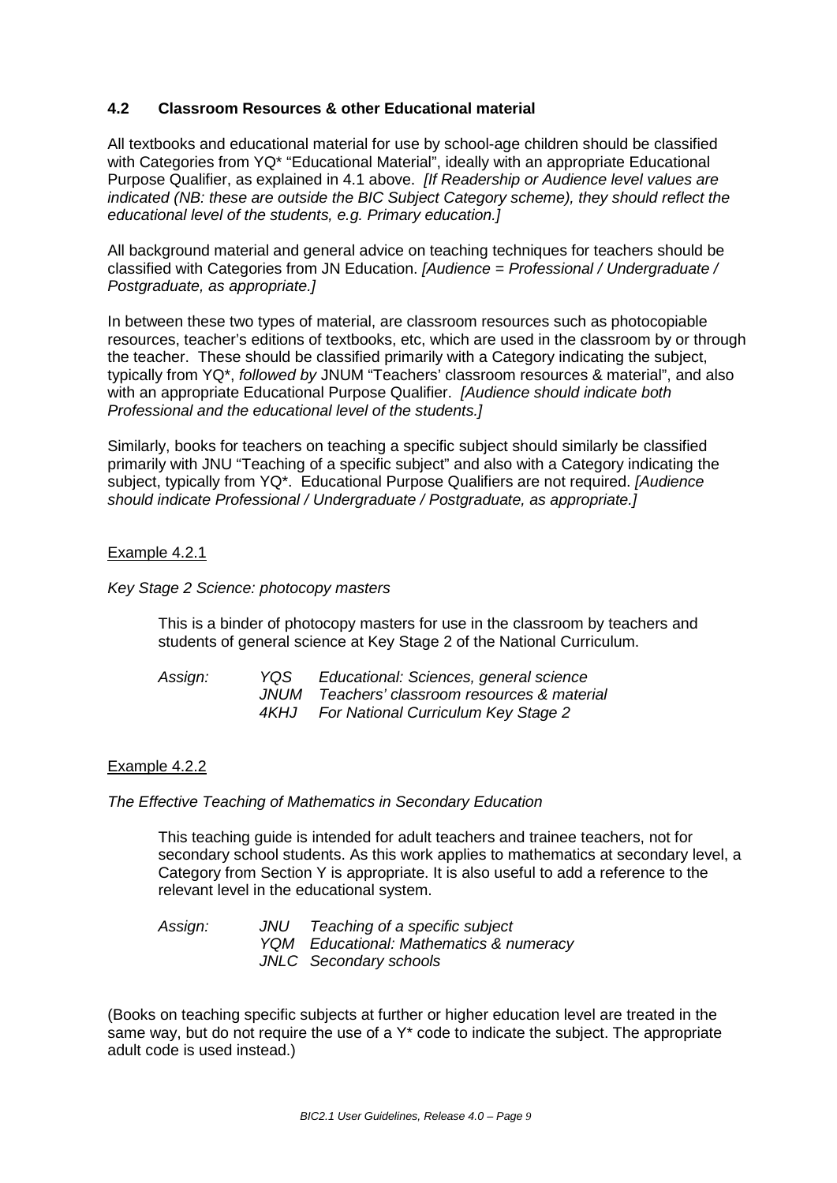## 4.2 Classroom Resources & other Educational material

All textbooks and educational material for use by school-age children should be classified with Categories from YQ* "Educational Material", ideally with an appropriate Educational Purpose Qualifier, as explained in 4.1 above. *[If Readership or Audience level values are indicated (NB: these are outside the BIC Subject Category scheme), they should reflect the educational level of the students, e.g. Primary education.]*

All background material and general advice on teaching techniques for teachers should be classified with Categories from JN Education. *[Audience = Professional / Undergraduate / Postgraduate, as appropriate.]*

In between these two types of material, are classroom resources such as photocopiable resources, teacher's editions of textbooks, etc, which are used in the classroom by or through the teacher. These should be classified primarily with a Category indicating the subject, typically from YQ*, *followed by* JNUM "Teachers' classroom resources & material", and also with an appropriate Educational Purpose Qualifier. *[Audience should indicate both Professional and the educational level of the students.]*

Similarly, books for teachers on teaching a specific subject should similarly be classified primarily with JNU "Teaching of a specific subject" and also with a Category indicating the subject, typically from YQ*. Educational Purpose Qualifiers are not required. *[Audience should indicate Professional / Undergraduate / Postgraduate, as appropriate.]*

Example 4.2.1

*Key Stage 2 Science: photocopy masters*

This is a binder of photocopy masters for use in the classroom by teachers and students of general science at Key Stage 2 of the National Curriculum.

| *Assign:* | *YQS* | *Educational: Sciences, general science* |
|---|---|---|
| | *JNUM* | *Teachers' classroom resources & material* |
| | *4KHJ* | *For National Curriculum Key Stage 2* |

Example 4.2.2

*The Effective Teaching of Mathematics in Secondary Education*

This teaching guide is intended for adult teachers and trainee teachers, not for secondary school students. As this work applies to mathematics at secondary level, a Category from Section Y is appropriate. It is also useful to add a reference to the relevant level in the educational system.

| *Assign:* | *JNU* | *Teaching of a specific subject* |
|---|---|---|
| | *YQM* | *Educational: Mathematics & numeracy* |
| | *JNLC* | *Secondary schools* |

(Books on teaching specific subjects at further or higher education level are treated in the same way, but do not require the use of a Y* code to indicate the subject. The appropriate adult code is used instead.)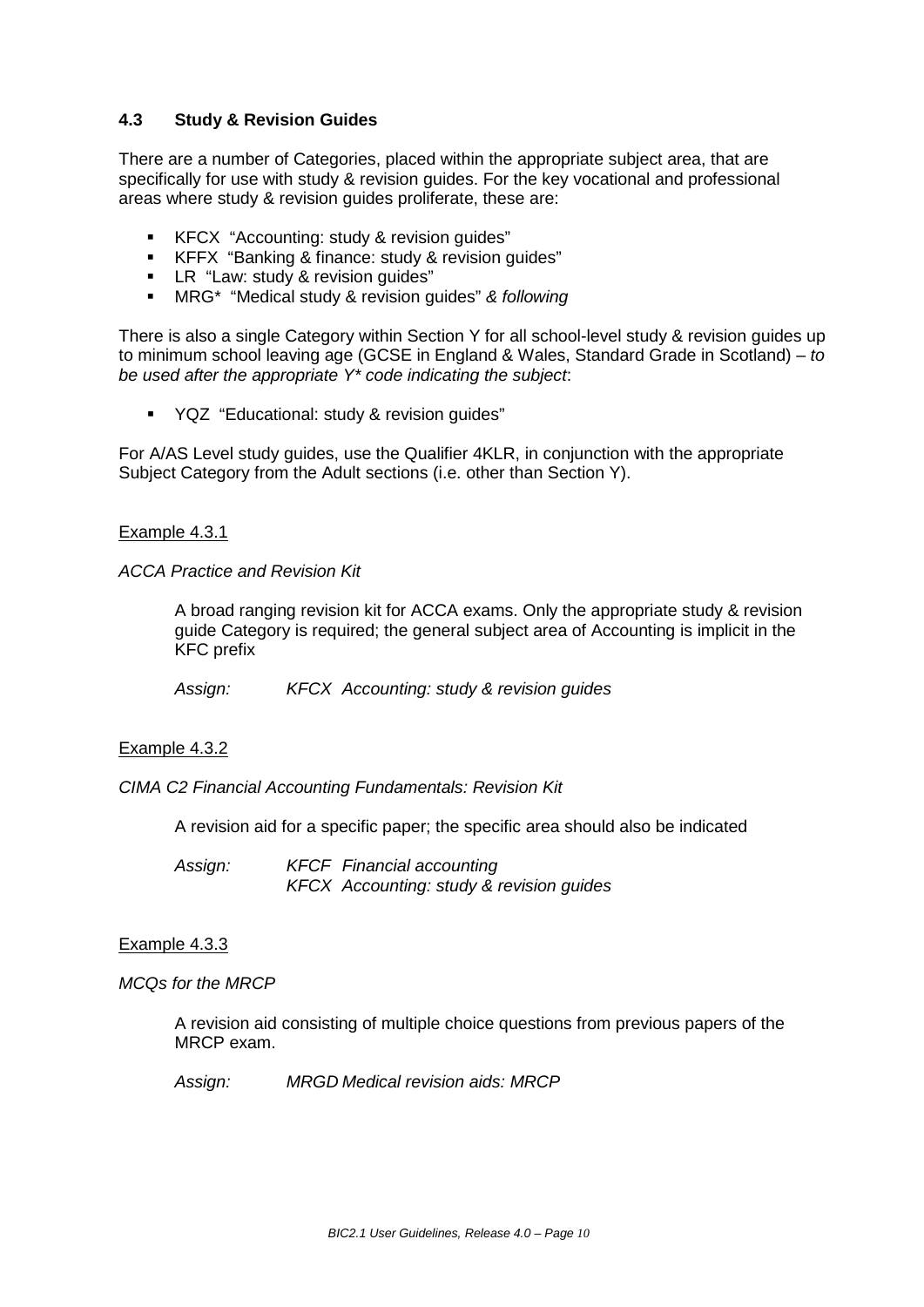### 4.3 Study & Revision Guides

There are a number of Categories, placed within the appropriate subject area, that are specifically for use with study & revision guides. For the key vocational and professional areas where study & revision guides proliferate, these are:

- KFCX "Accounting: study & revision guides"
- KFFX "Banking & finance: study & revision guides"
- LR "Law: study & revision guides"
- MRG* "Medical study & revision guides" *& following*

There is also a single Category within Section Y for all school-level study & revision guides up to minimum school leaving age (GCSE in England & Wales, Standard Grade in Scotland) – *to be used after the appropriate Y* code indicating the subject*:

- YQZ "Educational: study & revision guides"

For A/AS Level study guides, use the Qualifier 4KLR, in conjunction with the appropriate Subject Category from the Adult sections (i.e. other than Section Y).

Example 4.3.1

*ACCA Practice and Revision Kit*

> A broad ranging revision kit for ACCA exams. Only the appropriate study & revision guide Category is required; the general subject area of Accounting is implicit in the KFC prefix
>
> *Assign:* *KFCX Accounting: study & revision guides*

Example 4.3.2

*CIMA C2 Financial Accounting Fundamentals: Revision Kit*

> A revision aid for a specific paper; the specific area should also be indicated
>
> *Assign:* *KFCF Financial accounting*
> *KFCX Accounting: study & revision guides*

Example 4.3.3

*MCQs for the MRCP*

> A revision aid consisting of multiple choice questions from previous papers of the MRCP exam.
>
> *Assign:* *MRGD Medical revision aids: MRCP*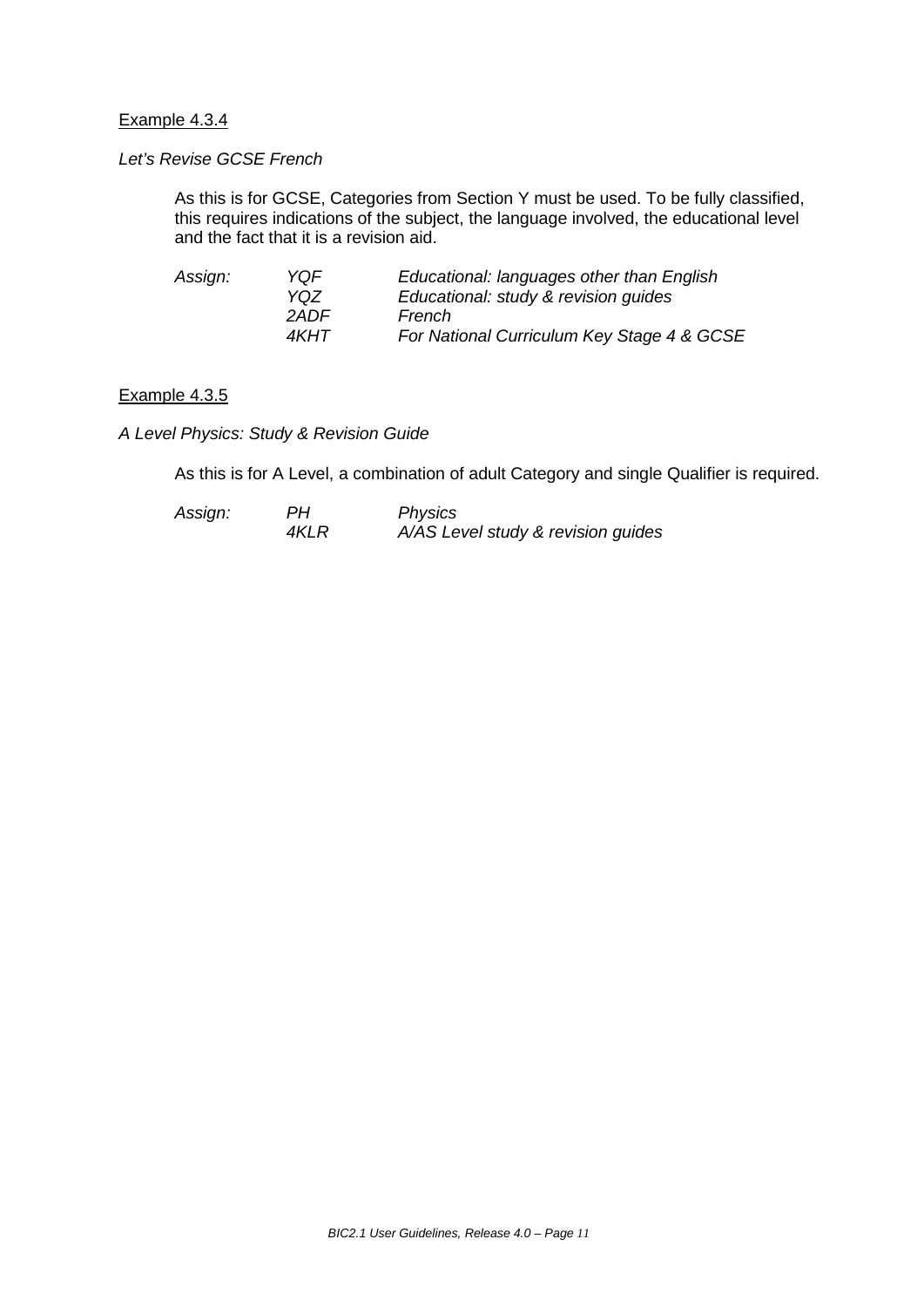<u>Example 4.3.4</u>

*Let's Revise GCSE French*

As this is for GCSE, Categories from Section Y must be used. To be fully classified, this requires indications of the subject, the language involved, the educational level and the fact that it is a revision aid.

| *Assign:* | *YQF* | *Educational: languages other than English* |
|---|---|---|
| | *YQZ* | *Educational: study & revision guides* |
| | *2ADF* | *French* |
| | *4KHT* | *For National Curriculum Key Stage 4 & GCSE* |

<u>Example 4.3.5</u>

*A Level Physics: Study & Revision Guide*

As this is for A Level, a combination of adult Category and single Qualifier is required.

| *Assign:* | *PH* | *Physics* |
|---|---|---|
| | *4KLR* | *A/AS Level study & revision guides* |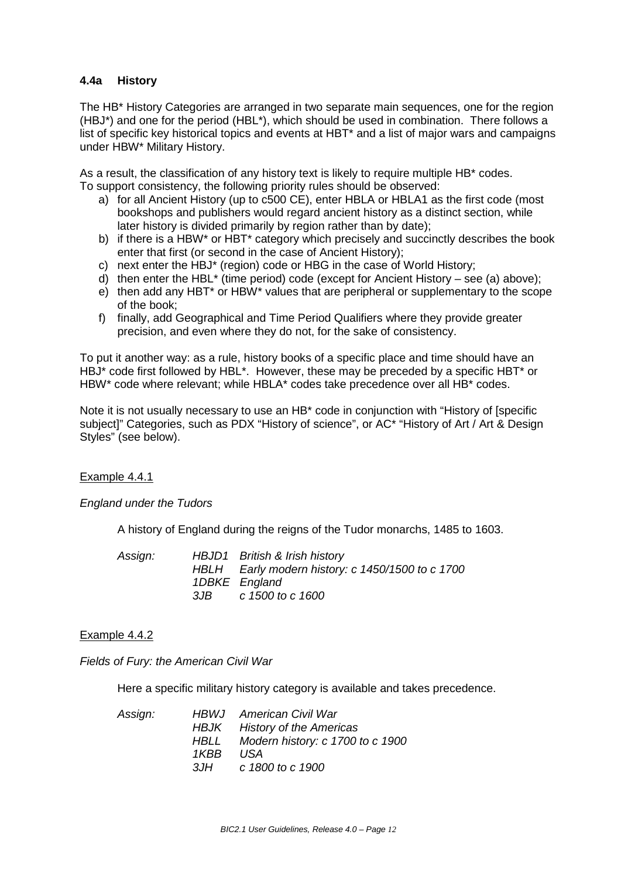### 4.4a History

The HB* History Categories are arranged in two separate main sequences, one for the region (HBJ*) and one for the period (HBL*), which should be used in combination. There follows a list of specific key historical topics and events at HBT* and a list of major wars and campaigns under HBW* Military History.

As a result, the classification of any history text is likely to require multiple HB* codes. To support consistency, the following priority rules should be observed:

a) for all Ancient History (up to c500 CE), enter HBLA or HBLA1 as the first code (most bookshops and publishers would regard ancient history as a distinct section, while later history is divided primarily by region rather than by date);
b) if there is a HBW* or HBT* category which precisely and succinctly describes the book enter that first (or second in the case of Ancient History);
c) next enter the HBJ* (region) code or HBG in the case of World History;
d) then enter the HBL* (time period) code (except for Ancient History – see (a) above);
e) then add any HBT* or HBW* values that are peripheral or supplementary to the scope of the book;
f) finally, add Geographical and Time Period Qualifiers where they provide greater precision, and even where they do not, for the sake of consistency.

To put it another way: as a rule, history books of a specific place and time should have an HBJ* code first followed by HBL*. However, these may be preceded by a specific HBT* or HBW* code where relevant; while HBLA* codes take precedence over all HB* codes.

Note it is not usually necessary to use an HB* code in conjunction with "History of [specific subject]" Categories, such as PDX "History of science", or AC* "History of Art / Art & Design Styles" (see below).

Example 4.4.1

*England under the Tudors*

A history of England during the reigns of the Tudor monarchs, 1485 to 1603.

*Assign:*

*HBJD1 British & Irish history*
*HBLH Early modern history: c 1450/1500 to c 1700*
*1DBKE England*
*3JB c 1500 to c 1600*

Example 4.4.2

*Fields of Fury: the American Civil War*

Here a specific military history category is available and takes precedence.

*Assign:*

*HBWJ American Civil War*
*HBJK History of the Americas*
*HBLL Modern history: c 1700 to c 1900*
*1KBB USA*
*3JH c 1800 to c 1900*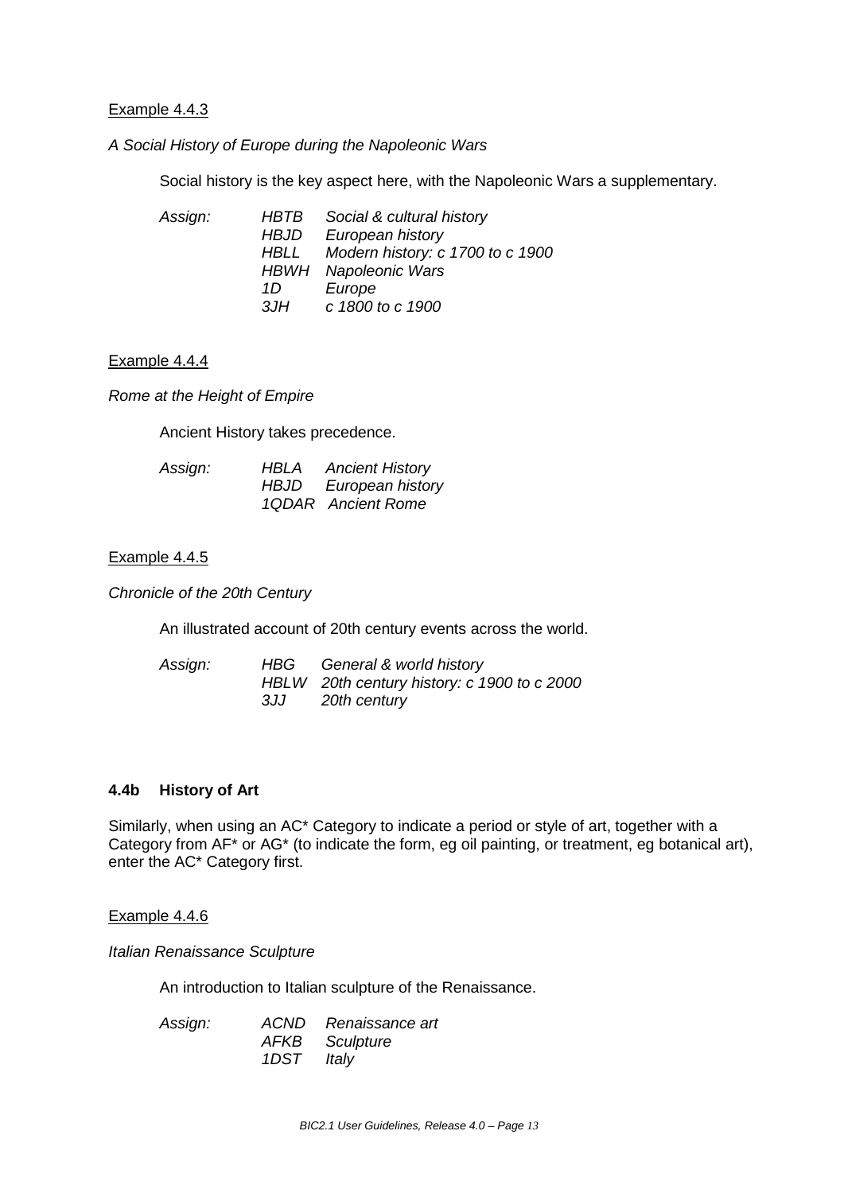Example 4.4.3

*A Social History of Europe during the Napoleonic Wars*

Social history is the key aspect here, with the Napoleonic Wars a supplementary.

| *Assign:* | *HBTB* | *Social & cultural history* |
|---|---|---|
| | *HBJD* | *European history* |
| | *HBLL* | *Modern history: c 1700 to c 1900* |
| | *HBWH* | *Napoleonic Wars* |
| | *1D* | *Europe* |
| | *3JH* | *c 1800 to c 1900* |

Example 4.4.4

*Rome at the Height of Empire*

Ancient History takes precedence.

| *Assign:* | *HBLA* | *Ancient History* |
|---|---|---|
| | *HBJD* | *European history* |
| | *1QDAR* | *Ancient Rome* |

Example 4.4.5

*Chronicle of the 20th Century*

An illustrated account of 20th century events across the world.

| *Assign:* | *HBG* | *General & world history* |
|---|---|---|
| | *HBLW* | *20th century history: c 1900 to c 2000* |
| | *3JJ* | *20th century* |

### 4.4b History of Art

Similarly, when using an AC* Category to indicate a period or style of art, together with a Category from AF* or AG* (to indicate the form, eg oil painting, or treatment, eg botanical art), enter the AC* Category first.

Example 4.4.6

*Italian Renaissance Sculpture*

An introduction to Italian sculpture of the Renaissance.

| *Assign:* | *ACND* | *Renaissance art* |
|---|---|---|
| | *AFKB* | *Sculpture* |
| | *1DST* | *Italy* |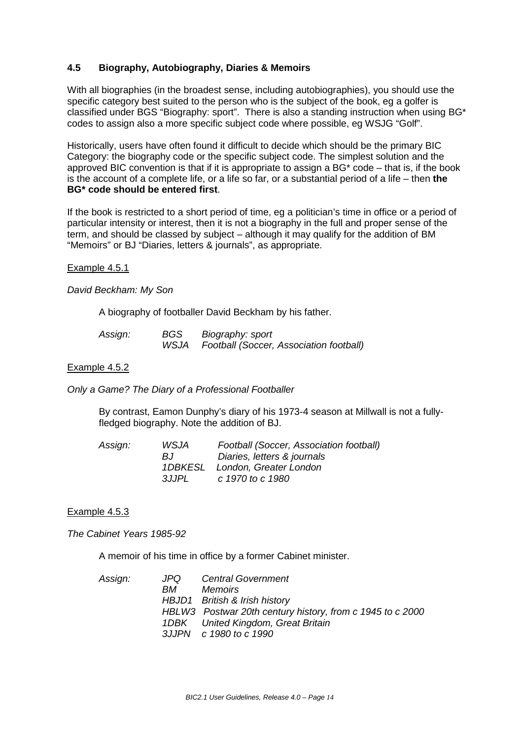### 4.5 Biography, Autobiography, Diaries & Memoirs

With all biographies (in the broadest sense, including autobiographies), you should use the specific category best suited to the person who is the subject of the book, eg a golfer is classified under BGS "Biography: sport". There is also a standing instruction when using BG* codes to assign also a more specific subject code where possible, eg WSJG "Golf".

Historically, users have often found it difficult to decide which should be the primary BIC Category: the biography code or the specific subject code. The simplest solution and the approved BIC convention is that if it is appropriate to assign a BG* code – that is, if the book is the account of a complete life, or a life so far, or a substantial period of a life – then **the BG* code should be entered first**.

If the book is restricted to a short period of time, eg a politician's time in office or a period of particular intensity or interest, then it is not a biography in the full and proper sense of the term, and should be classed by subject – although it may qualify for the addition of BM "Memoirs" or BJ "Diaries, letters & journals", as appropriate.

Example 4.5.1

*David Beckham: My Son*

A biography of footballer David Beckham by his father.

| *Assign:* | *BGS* | *Biography: sport* |
|---|---|---|
| | *WSJA* | *Football (Soccer, Association football)* |

Example 4.5.2

*Only a Game? The Diary of a Professional Footballer*

By contrast, Eamon Dunphy's diary of his 1973-4 season at Millwall is not a fully-fledged biography. Note the addition of BJ.

| *Assign:* | *WSJA* | *Football (Soccer, Association football)* |
|---|---|---|
| | *BJ* | *Diaries, letters & journals* |
| | *1DBKESL* | *London, Greater London* |
| | *3JJPL* | *c 1970 to c 1980* |

Example 4.5.3

*The Cabinet Years 1985-92*

A memoir of his time in office by a former Cabinet minister.

| *Assign:* | *JPQ* | *Central Government* |
|---|---|---|
| | *BM* | *Memoirs* |
| | *HBJD1* | *British & Irish history* |
| | *HBLW3* | *Postwar 20th century history, from c 1945 to c 2000* |
| | *1DBK* | *United Kingdom, Great Britain* |
| | *3JJPN* | *c 1980 to c 1990* |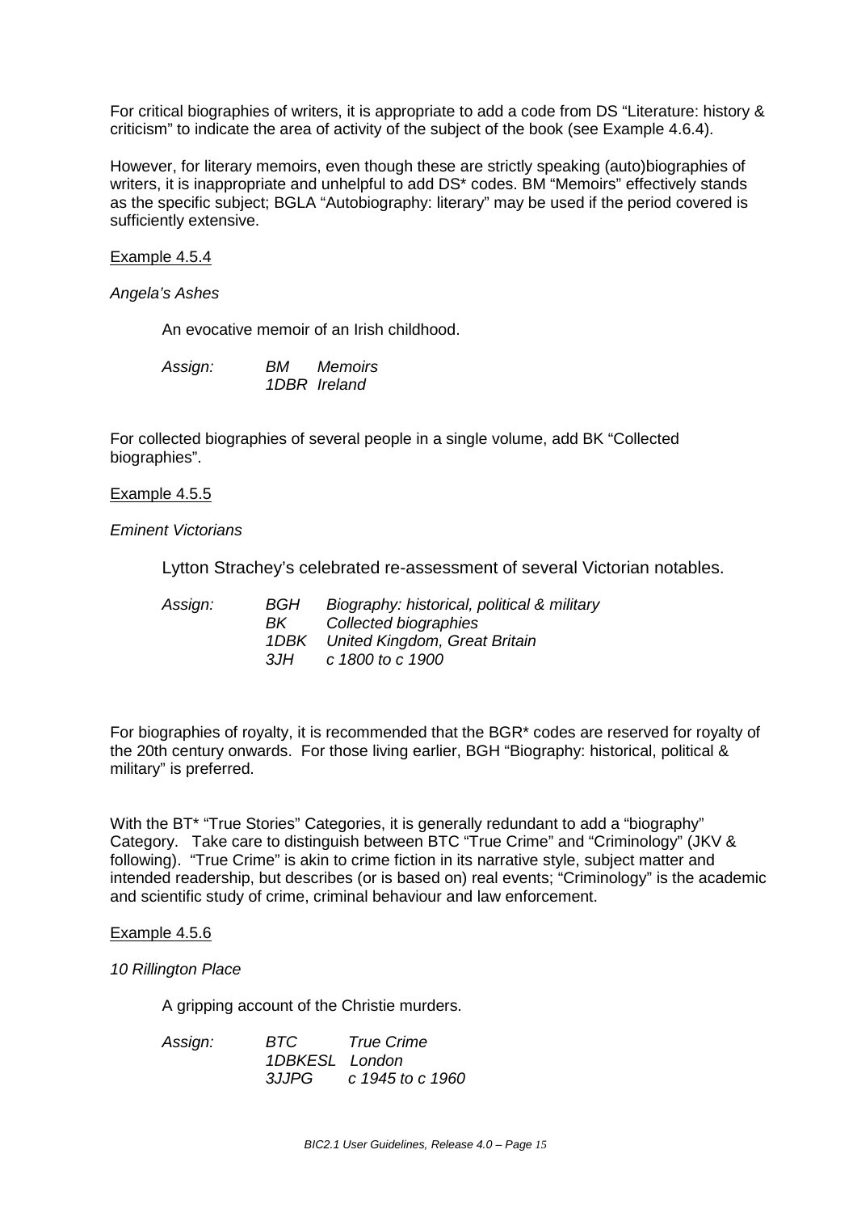For critical biographies of writers, it is appropriate to add a code from DS "Literature: history & criticism" to indicate the area of activity of the subject of the book (see Example 4.6.4).

However, for literary memoirs, even though these are strictly speaking (auto)biographies of writers, it is inappropriate and unhelpful to add DS* codes. BM "Memoirs" effectively stands as the specific subject; BGLA "Autobiography: literary" may be used if the period covered is sufficiently extensive.

Example 4.5.4

*Angela's Ashes*

An evocative memoir of an Irish childhood.

| *Assign:* | *BM* | *Memoirs* |
|---|---|---|
| | *1DBR* | *Ireland* |

For collected biographies of several people in a single volume, add BK "Collected biographies".

Example 4.5.5

*Eminent Victorians*

Lytton Strachey's celebrated re-assessment of several Victorian notables.

| *Assign:* | *BGH* | *Biography: historical, political & military* |
|---|---|---|
| | *BK* | *Collected biographies* |
| | *1DBK* | *United Kingdom, Great Britain* |
| | *3JH* | *c 1800 to c 1900* |

For biographies of royalty, it is recommended that the BGR* codes are reserved for royalty of the 20th century onwards. For those living earlier, BGH "Biography: historical, political & military" is preferred.

With the BT* "True Stories" Categories, it is generally redundant to add a "biography" Category. Take care to distinguish between BTC "True Crime" and "Criminology" (JKV & following). "True Crime" is akin to crime fiction in its narrative style, subject matter and intended readership, but describes (or is based on) real events; "Criminology" is the academic and scientific study of crime, criminal behaviour and law enforcement.

Example 4.5.6

*10 Rillington Place*

A gripping account of the Christie murders.

| *Assign:* | *BTC* | *True Crime* |
|---|---|---|
| | *1DBKESL* | *London* |
| | *3JJPG* | *c 1945 to c 1960* |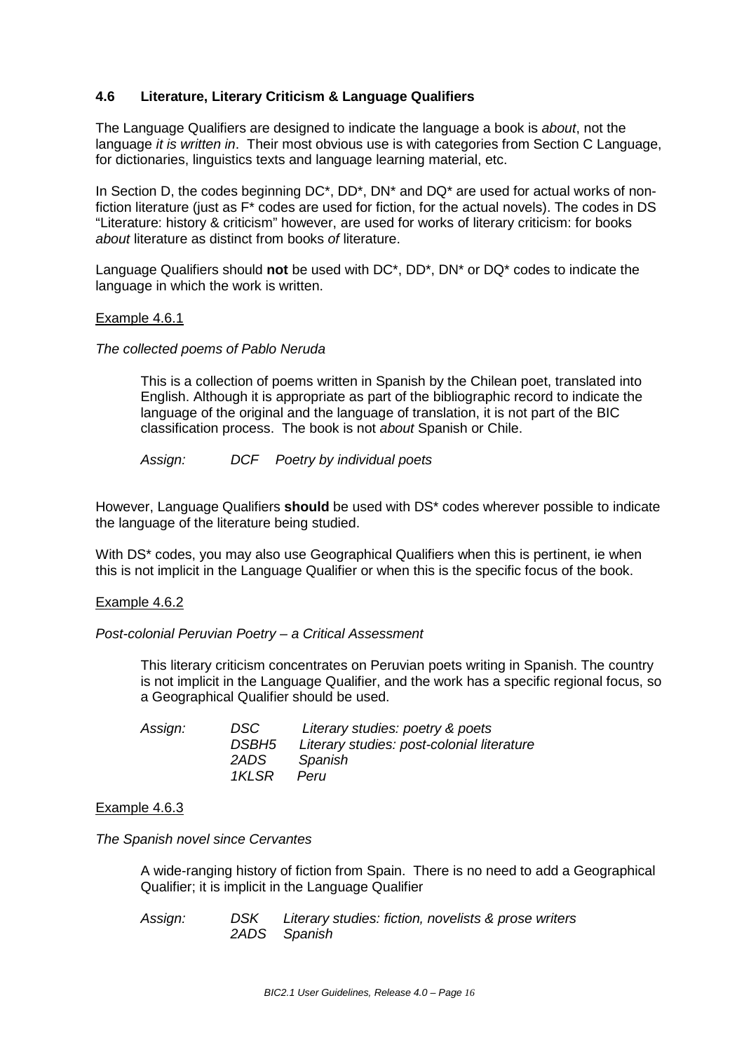### 4.6 Literature, Literary Criticism & Language Qualifiers

The Language Qualifiers are designed to indicate the language a book is *about*, not the language *it is written in*. Their most obvious use is with categories from Section C Language, for dictionaries, linguistics texts and language learning material, etc.

In Section D, the codes beginning DC*, DD*, DN* and DQ* are used for actual works of non-fiction literature (just as F* codes are used for fiction, for the actual novels). The codes in DS "Literature: history & criticism" however, are used for works of literary criticism: for books *about* literature as distinct from books *of* literature.

Language Qualifiers should **not** be used with DC*, DD*, DN* or DQ* codes to indicate the language in which the work is written.

<u>Example 4.6.1</u>

*The collected poems of Pablo Neruda*

> This is a collection of poems written in Spanish by the Chilean poet, translated into English. Although it is appropriate as part of the bibliographic record to indicate the language of the original and the language of translation, it is not part of the BIC classification process. The book is not *about* Spanish or Chile.
>
> *Assign:* *DCF Poetry by individual poets*

However, Language Qualifiers **should** be used with DS* codes wherever possible to indicate the language of the literature being studied.

With DS* codes, you may also use Geographical Qualifiers when this is pertinent, ie when this is not implicit in the Language Qualifier or when this is the specific focus of the book.

<u>Example 4.6.2</u>

*Post-colonial Peruvian Poetry – a Critical Assessment*

> This literary criticism concentrates on Peruvian poets writing in Spanish. The country is not implicit in the Language Qualifier, and the work has a specific regional focus, so a Geographical Qualifier should be used.
>
> *Assign:*
> *DSC Literary studies: poetry & poets*
> *DSBH5 Literary studies: post-colonial literature*
> *2ADS Spanish*
> *1KLSR Peru*

<u>Example 4.6.3</u>

*The Spanish novel since Cervantes*

> A wide-ranging history of fiction from Spain. There is no need to add a Geographical Qualifier; it is implicit in the Language Qualifier
>
> *Assign:*
> *DSK Literary studies: fiction, novelists & prose writers*
> *2ADS Spanish*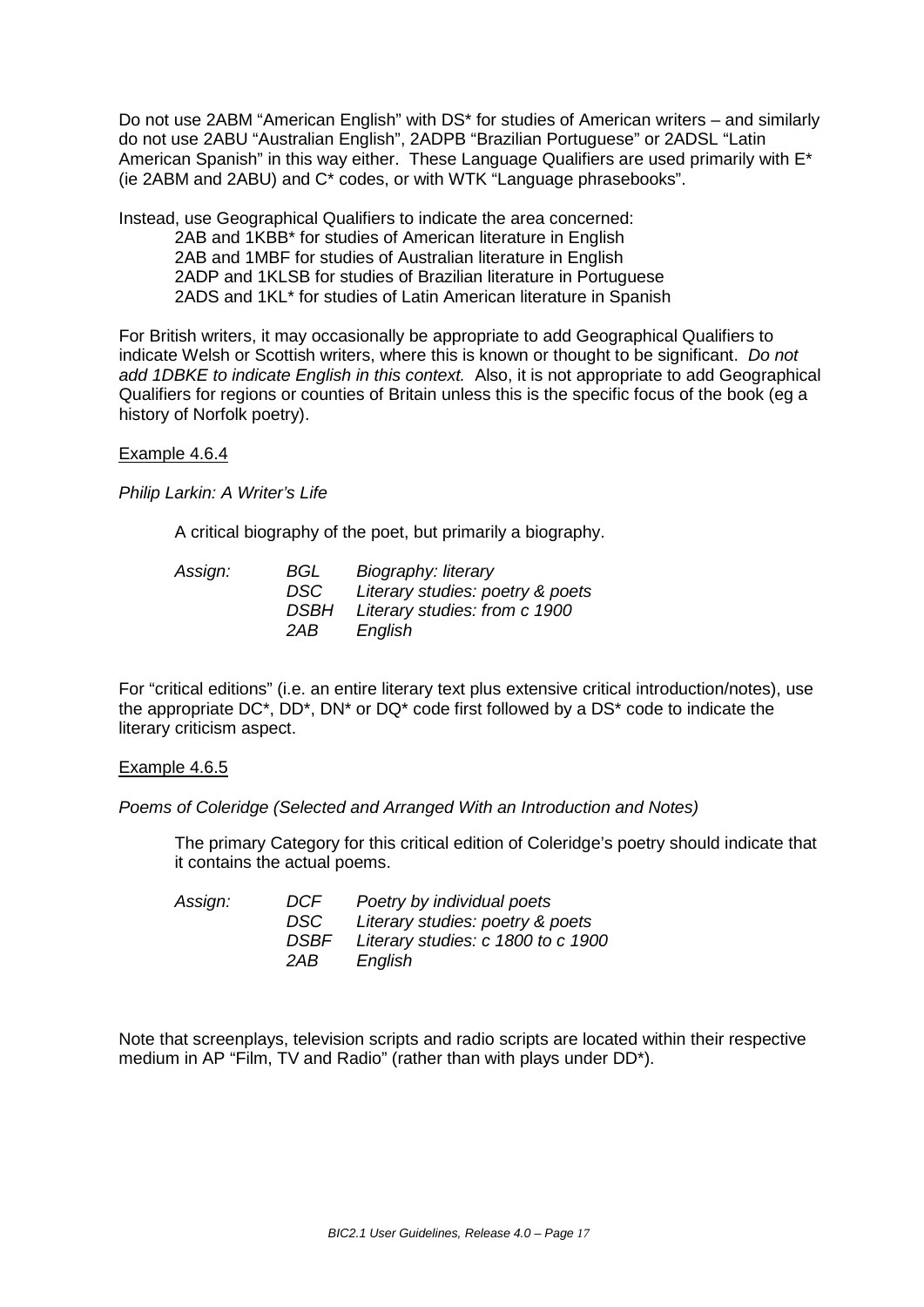Do not use 2ABM "American English" with DS* for studies of American writers – and similarly do not use 2ABU "Australian English", 2ADPB "Brazilian Portuguese" or 2ADSL "Latin American Spanish" in this way either. These Language Qualifiers are used primarily with E* (ie 2ABM and 2ABU) and C* codes, or with WTK "Language phrasebooks".

Instead, use Geographical Qualifiers to indicate the area concerned:

- 2AB and 1KBB* for studies of American literature in English
- 2AB and 1MBF for studies of Australian literature in English
- 2ADP and 1KLSB for studies of Brazilian literature in Portuguese
- 2ADS and 1KL* for studies of Latin American literature in Spanish

For British writers, it may occasionally be appropriate to add Geographical Qualifiers to indicate Welsh or Scottish writers, where this is known or thought to be significant. *Do not add 1DBKE to indicate English in this context.* Also, it is not appropriate to add Geographical Qualifiers for regions or counties of Britain unless this is the specific focus of the book (eg a history of Norfolk poetry).

<u>Example 4.6.4</u>

*Philip Larkin: A Writer's Life*

A critical biography of the poet, but primarily a biography.

| *Assign:* | *BGL* | *Biography: literary* |
|---|---|---|
| | *DSC* | *Literary studies: poetry & poets* |
| | *DSBH* | *Literary studies: from c 1900* |
| | *2AB* | *English* |

For "critical editions" (i.e. an entire literary text plus extensive critical introduction/notes), use the appropriate DC*, DD*, DN* or DQ* code first followed by a DS* code to indicate the literary criticism aspect.

<u>Example 4.6.5</u>

*Poems of Coleridge (Selected and Arranged With an Introduction and Notes)*

The primary Category for this critical edition of Coleridge's poetry should indicate that it contains the actual poems.

| *Assign:* | *DCF* | *Poetry by individual poets* |
|---|---|---|
| | *DSC* | *Literary studies: poetry & poets* |
| | *DSBF* | *Literary studies: c 1800 to c 1900* |
| | *2AB* | *English* |

Note that screenplays, television scripts and radio scripts are located within their respective medium in AP "Film, TV and Radio" (rather than with plays under DD*).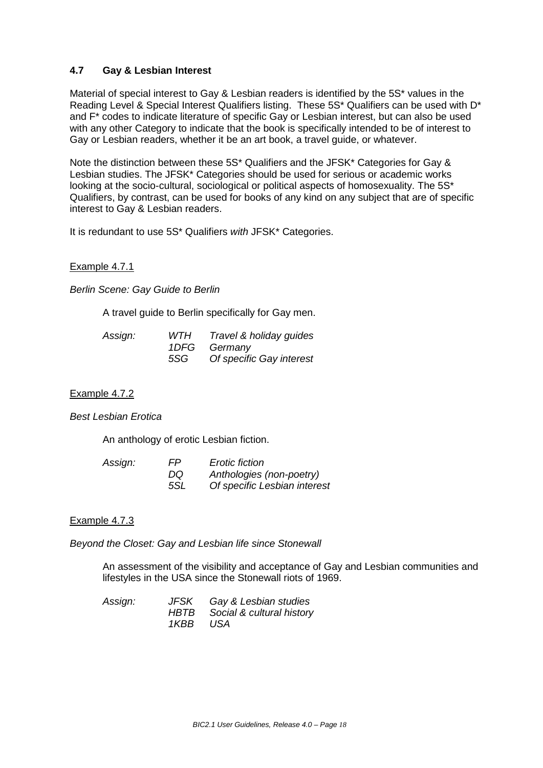### 4.7 Gay & Lesbian Interest

Material of special interest to Gay & Lesbian readers is identified by the 5S* values in the Reading Level & Special Interest Qualifiers listing. These 5S* Qualifiers can be used with D* and F* codes to indicate literature of specific Gay or Lesbian interest, but can also be used with any other Category to indicate that the book is specifically intended to be of interest to Gay or Lesbian readers, whether it be an art book, a travel guide, or whatever.

Note the distinction between these 5S* Qualifiers and the JFSK* Categories for Gay & Lesbian studies. The JFSK* Categories should be used for serious or academic works looking at the socio-cultural, sociological or political aspects of homosexuality. The 5S* Qualifiers, by contrast, can be used for books of any kind on any subject that are of specific interest to Gay & Lesbian readers.

It is redundant to use 5S* Qualifiers *with* JFSK* Categories.

Example 4.7.1

*Berlin Scene: Gay Guide to Berlin*

A travel guide to Berlin specifically for Gay men.

| *Assign:* | *WTH* | *Travel & holiday guides* |
|---|---|---|
| | *1DFG* | *Germany* |
| | *5SG* | *Of specific Gay interest* |

Example 4.7.2

*Best Lesbian Erotica*

An anthology of erotic Lesbian fiction.

| *Assign:* | *FP* | *Erotic fiction* |
|---|---|---|
| | *DQ* | *Anthologies (non-poetry)* |
| | *5SL* | *Of specific Lesbian interest* |

Example 4.7.3

*Beyond the Closet: Gay and Lesbian life since Stonewall*

An assessment of the visibility and acceptance of Gay and Lesbian communities and lifestyles in the USA since the Stonewall riots of 1969.

| *Assign:* | *JFSK* | *Gay & Lesbian studies* |
|---|---|---|
| | *HBTB* | *Social & cultural history* |
| | *1KBB* | *USA* |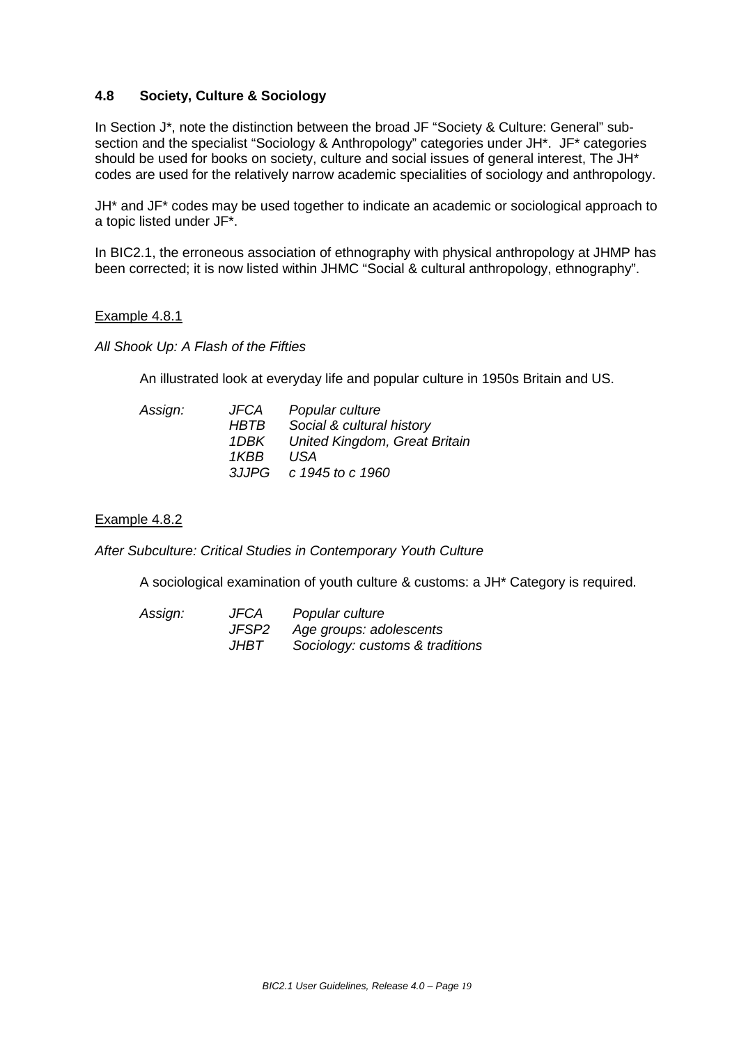### 4.8 Society, Culture & Sociology

In Section J*, note the distinction between the broad JF "Society & Culture: General" sub-section and the specialist "Sociology & Anthropology" categories under JH*. JF* categories should be used for books on society, culture and social issues of general interest, The JH* codes are used for the relatively narrow academic specialities of sociology and anthropology.

JH* and JF* codes may be used together to indicate an academic or sociological approach to a topic listed under JF*.

In BIC2.1, the erroneous association of ethnography with physical anthropology at JHMP has been corrected; it is now listed within JHMC "Social & cultural anthropology, ethnography".

Example 4.8.1

*All Shook Up: A Flash of the Fifties*

An illustrated look at everyday life and popular culture in 1950s Britain and US.

| *Assign:* | *JFCA* | *Popular culture* |
|---|---|---|
| | *HBTB* | *Social & cultural history* |
| | *1DBK* | *United Kingdom, Great Britain* |
| | *1KBB* | *USA* |
| | *3JJPG* | *c 1945 to c 1960* |

Example 4.8.2

*After Subculture: Critical Studies in Contemporary Youth Culture*

A sociological examination of youth culture & customs: a JH* Category is required.

| *Assign:* | *JFCA* | *Popular culture* |
|---|---|---|
| | *JFSP2* | *Age groups: adolescents* |
| | *JHBT* | *Sociology: customs & traditions* |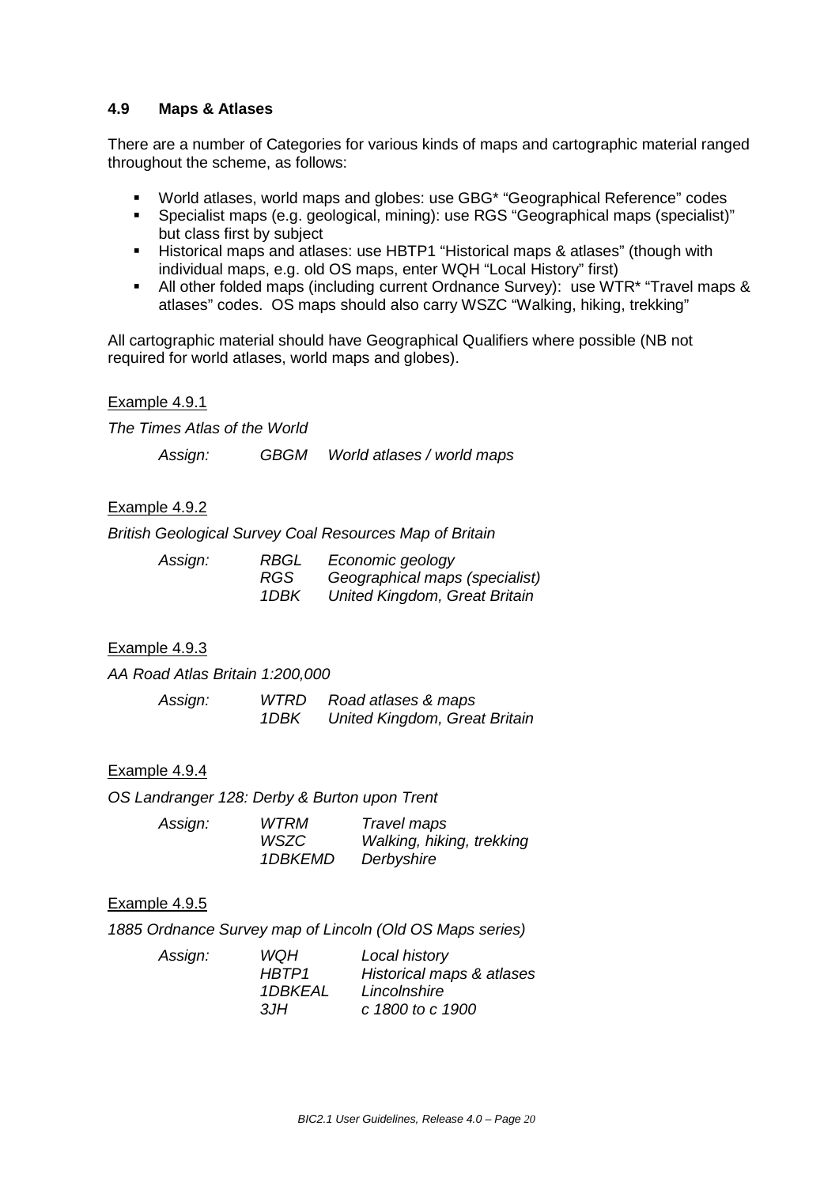### 4.9 Maps & Atlases

There are a number of Categories for various kinds of maps and cartographic material ranged throughout the scheme, as follows:

- World atlases, world maps and globes: use GBG* "Geographical Reference" codes
- Specialist maps (e.g. geological, mining): use RGS "Geographical maps (specialist)" but class first by subject
- Historical maps and atlases: use HBTP1 "Historical maps & atlases" (though with individual maps, e.g. old OS maps, enter WQH "Local History" first)
- All other folded maps (including current Ordnance Survey): use WTR* "Travel maps & atlases" codes. OS maps should also carry WSZC "Walking, hiking, trekking"

All cartographic material should have Geographical Qualifiers where possible (NB not required for world atlases, world maps and globes).

Example 4.9.1

*The Times Atlas of the World*

| *Assign:* | *GBGM* | *World atlases / world maps* |
|---|---|---|

Example 4.9.2

*British Geological Survey Coal Resources Map of Britain*

| *Assign:* | *RBGL* | *Economic geology* |
|---|---|---|
| | *RGS* | *Geographical maps (specialist)* |
| | *1DBK* | *United Kingdom, Great Britain* |

Example 4.9.3

*AA Road Atlas Britain 1:200,000*

| *Assign:* | *WTRD* | *Road atlases & maps* |
|---|---|---|
| | *1DBK* | *United Kingdom, Great Britain* |

Example 4.9.4

*OS Landranger 128: Derby & Burton upon Trent*

| *Assign:* | *WTRM* | *Travel maps* |
|---|---|---|
| | *WSZC* | *Walking, hiking, trekking* |
| | *1DBKEMD* | *Derbyshire* |

Example 4.9.5

*1885 Ordnance Survey map of Lincoln (Old OS Maps series)*

| *Assign:* | *WQH* | *Local history* |
|---|---|---|
| | *HBTP1* | *Historical maps & atlases* |
| | *1DBKEAL* | *Lincolnshire* |
| | *3JH* | *c 1800 to c 1900* |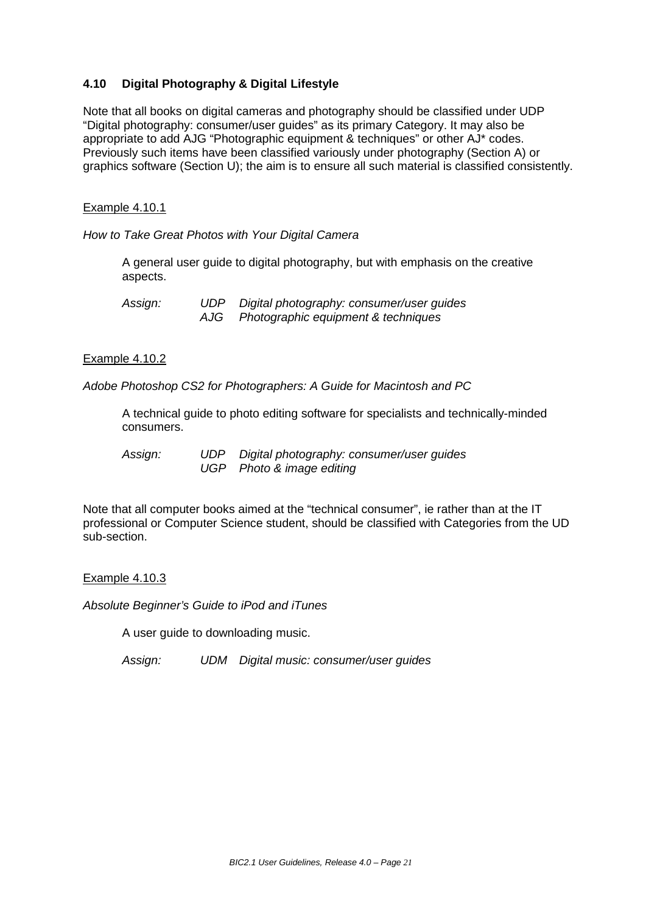### 4.10 Digital Photography & Digital Lifestyle

Note that all books on digital cameras and photography should be classified under UDP "Digital photography: consumer/user guides" as its primary Category. It may also be appropriate to add AJG "Photographic equipment & techniques" or other AJ* codes. Previously such items have been classified variously under photography (Section A) or graphics software (Section U); the aim is to ensure all such material is classified consistently.

<u>Example 4.10.1</u>

*How to Take Great Photos with Your Digital Camera*

A general user guide to digital photography, but with emphasis on the creative aspects.

*Assign:* *UDP Digital photography: consumer/user guides*
*AJG Photographic equipment & techniques*

<u>Example 4.10.2</u>

*Adobe Photoshop CS2 for Photographers: A Guide for Macintosh and PC*

A technical guide to photo editing software for specialists and technically-minded consumers.

*Assign:* *UDP Digital photography: consumer/user guides*
*UGP Photo & image editing*

Note that all computer books aimed at the "technical consumer", ie rather than at the IT professional or Computer Science student, should be classified with Categories from the UD sub-section.

<u>Example 4.10.3</u>

*Absolute Beginner's Guide to iPod and iTunes*

A user guide to downloading music.

*Assign:* *UDM Digital music: consumer/user guides*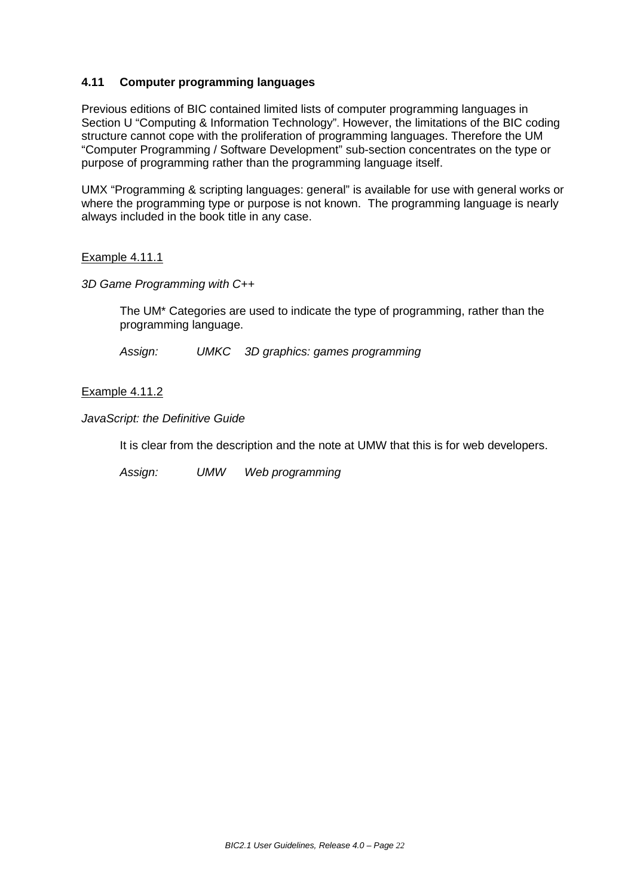### 4.11 Computer programming languages

Previous editions of BIC contained limited lists of computer programming languages in Section U "Computing & Information Technology". However, the limitations of the BIC coding structure cannot cope with the proliferation of programming languages. Therefore the UM "Computer Programming / Software Development" sub-section concentrates on the type or purpose of programming rather than the programming language itself.

UMX "Programming & scripting languages: general" is available for use with general works or where the programming type or purpose is not known. The programming language is nearly always included in the book title in any case.

<u>Example 4.11.1</u>

*3D Game Programming with C++*

The UM* Categories are used to indicate the type of programming, rather than the programming language.

*Assign: UMKC 3D graphics: games programming*

<u>Example 4.11.2</u>

*JavaScript: the Definitive Guide*

It is clear from the description and the note at UMW that this is for web developers.

*Assign: UMW Web programming*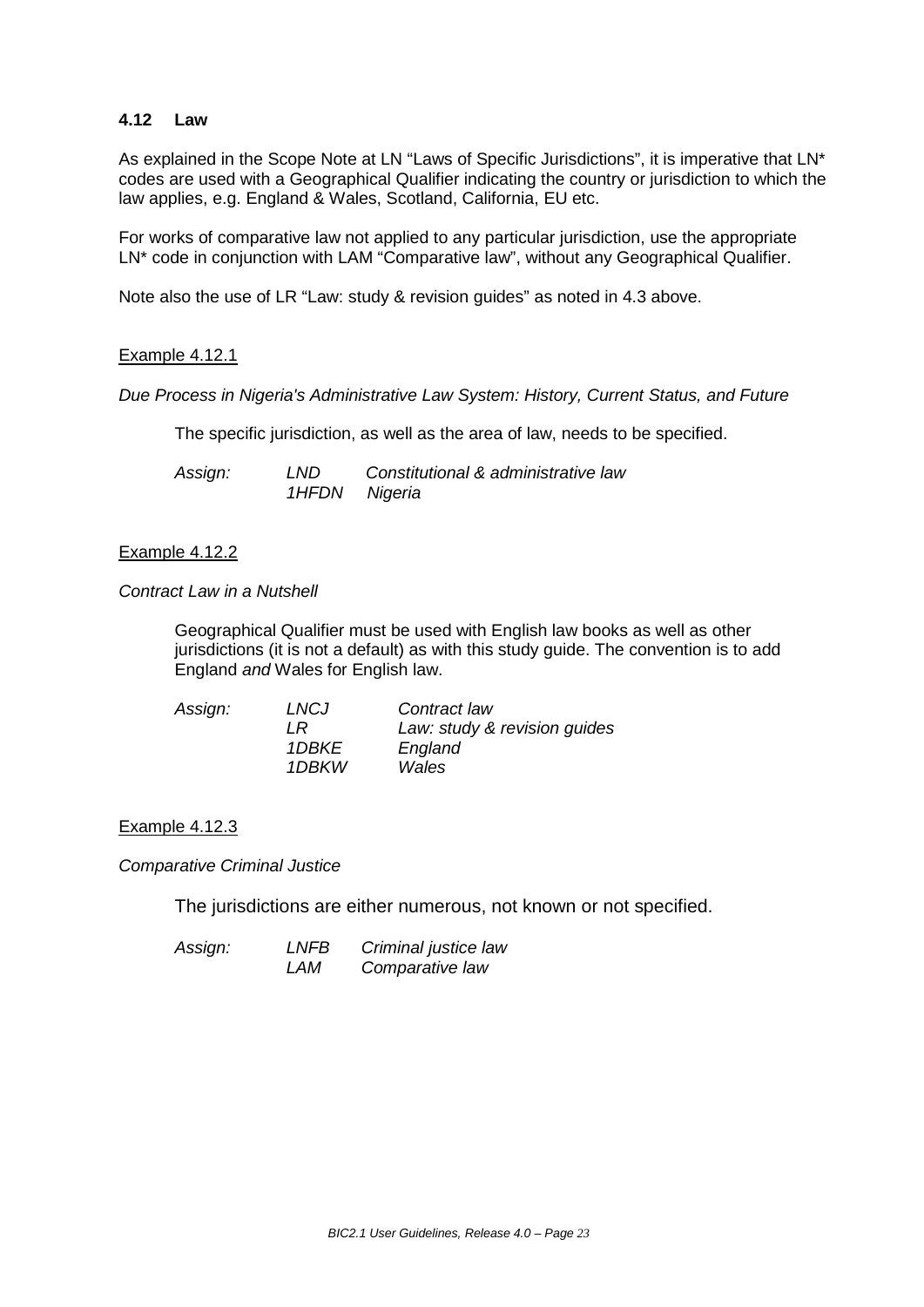## 4.12 Law

As explained in the Scope Note at LN "Laws of Specific Jurisdictions", it is imperative that LN* codes are used with a Geographical Qualifier indicating the country or jurisdiction to which the law applies, e.g. England & Wales, Scotland, California, EU etc.

For works of comparative law not applied to any particular jurisdiction, use the appropriate LN* code in conjunction with LAM "Comparative law", without any Geographical Qualifier.

Note also the use of LR "Law: study & revision guides" as noted in 4.3 above.

Example 4.12.1

*Due Process in Nigeria's Administrative Law System: History, Current Status, and Future*

The specific jurisdiction, as well as the area of law, needs to be specified.

| *Assign:* | *LND* | *Constitutional & administrative law* |
|---|---|---|
| | *1HFDN* | *Nigeria* |

Example 4.12.2

*Contract Law in a Nutshell*

Geographical Qualifier must be used with English law books as well as other jurisdictions (it is not a default) as with this study guide. The convention is to add England *and* Wales for English law.

| *Assign:* | *LNCJ* | *Contract law* |
|---|---|---|
| | *LR* | *Law: study & revision guides* |
| | *1DBKE* | *England* |
| | *1DBKW* | *Wales* |

Example 4.12.3

*Comparative Criminal Justice*

The jurisdictions are either numerous, not known or not specified.

| *Assign:* | *LNFB* | *Criminal justice law* |
|---|---|---|
| | *LAM* | *Comparative law* |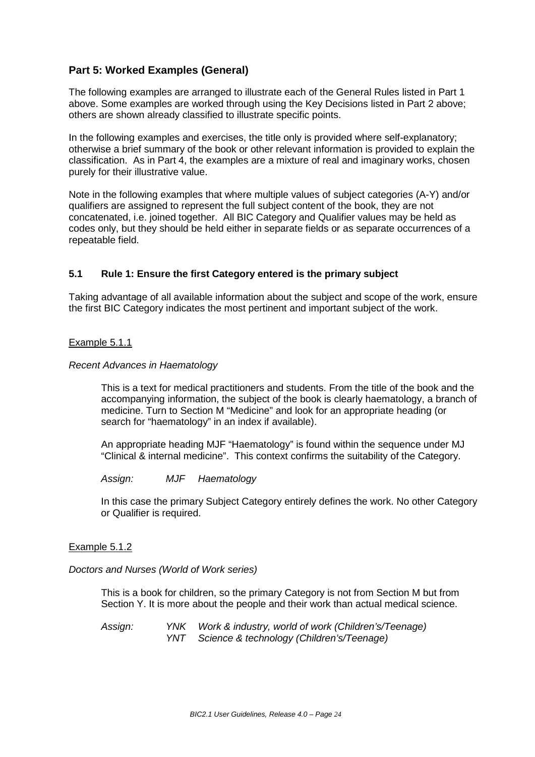## Part 5: Worked Examples (General)

The following examples are arranged to illustrate each of the General Rules listed in Part 1 above. Some examples are worked through using the Key Decisions listed in Part 2 above; others are shown already classified to illustrate specific points.

In the following examples and exercises, the title only is provided where self-explanatory; otherwise a brief summary of the book or other relevant information is provided to explain the classification. As in Part 4, the examples are a mixture of real and imaginary works, chosen purely for their illustrative value.

Note in the following examples that where multiple values of subject categories (A-Y) and/or qualifiers are assigned to represent the full subject content of the book, they are not concatenated, i.e. joined together. All BIC Category and Qualifier values may be held as codes only, but they should be held either in separate fields or as separate occurrences of a repeatable field.

### 5.1 Rule 1: Ensure the first Category entered is the primary subject

Taking advantage of all available information about the subject and scope of the work, ensure the first BIC Category indicates the most pertinent and important subject of the work.

<u>Example 5.1.1</u>

*Recent Advances in Haematology*

This is a text for medical practitioners and students. From the title of the book and the accompanying information, the subject of the book is clearly haematology, a branch of medicine. Turn to Section M "Medicine" and look for an appropriate heading (or search for "haematology" in an index if available).

An appropriate heading MJF "Haematology" is found within the sequence under MJ "Clinical & internal medicine". This context confirms the suitability of the Category.

*Assign:* *MJF Haematology*

In this case the primary Subject Category entirely defines the work. No other Category or Qualifier is required.

<u>Example 5.1.2</u>

*Doctors and Nurses (World of Work series)*

This is a book for children, so the primary Category is not from Section M but from Section Y. It is more about the people and their work than actual medical science.

*Assign:* *YNK Work & industry, world of work (Children's/Teenage)*
*YNT Science & technology (Children's/Teenage)*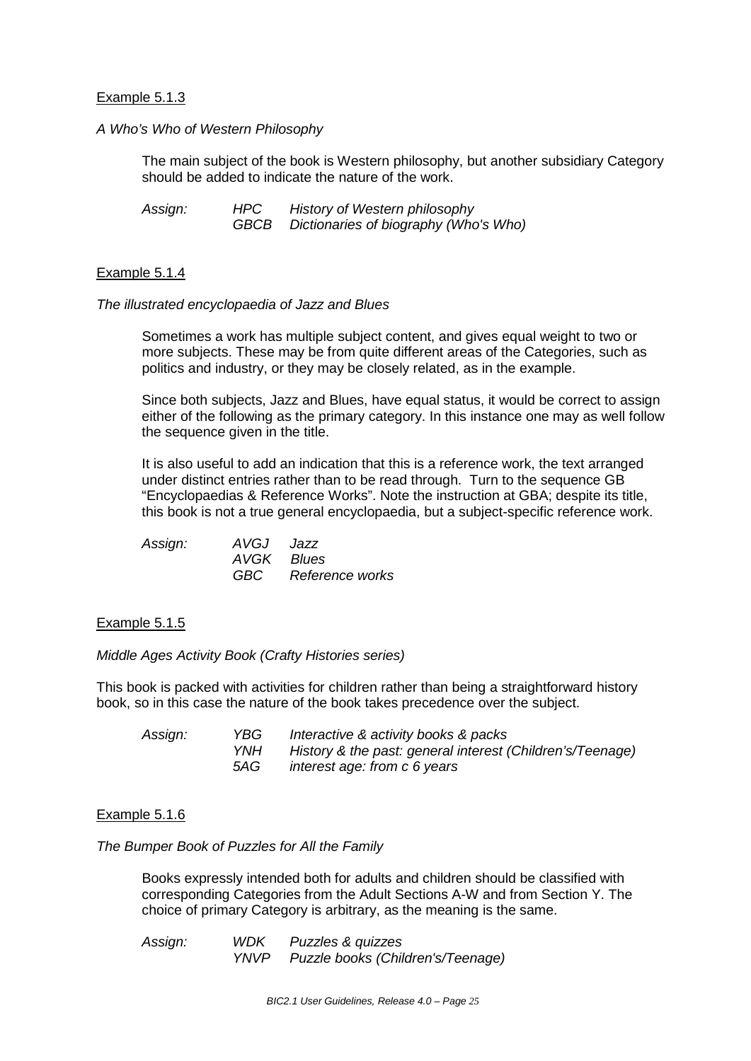<u>Example 5.1.3</u>

*A Who's Who of Western Philosophy*

The main subject of the book is Western philosophy, but another subsidiary Category should be added to indicate the nature of the work.

| *Assign:* | *HPC* | *History of Western philosophy* |
|---|---|---|
| | *GBCB* | *Dictionaries of biography (Who's Who)* |

<u>Example 5.1.4</u>

*The illustrated encyclopaedia of Jazz and Blues*

Sometimes a work has multiple subject content, and gives equal weight to two or more subjects. These may be from quite different areas of the Categories, such as politics and industry, or they may be closely related, as in the example.

Since both subjects, Jazz and Blues, have equal status, it would be correct to assign either of the following as the primary category. In this instance one may as well follow the sequence given in the title.

It is also useful to add an indication that this is a reference work, the text arranged under distinct entries rather than to be read through. Turn to the sequence GB "Encyclopaedias & Reference Works". Note the instruction at GBA; despite its title, this book is not a true general encyclopaedia, but a subject-specific reference work.

| *Assign:* | *AVGJ* | *Jazz* |
|---|---|---|
| | *AVGK* | *Blues* |
| | *GBC* | *Reference works* |

<u>Example 5.1.5</u>

*Middle Ages Activity Book (Crafty Histories series)*

This book is packed with activities for children rather than being a straightforward history book, so in this case the nature of the book takes precedence over the subject.

| *Assign:* | *YBG* | *Interactive & activity books & packs* |
|---|---|---|
| | *YNH* | *History & the past: general interest (Children's/Teenage)* |
| | *5AG* | *interest age: from c 6 years* |

<u>Example 5.1.6</u>

*The Bumper Book of Puzzles for All the Family*

Books expressly intended both for adults and children should be classified with corresponding Categories from the Adult Sections A-W and from Section Y. The choice of primary Category is arbitrary, as the meaning is the same.

| *Assign:* | *WDK* | *Puzzles & quizzes* |
|---|---|---|
| | *YNVP* | *Puzzle books (Children's/Teenage)* |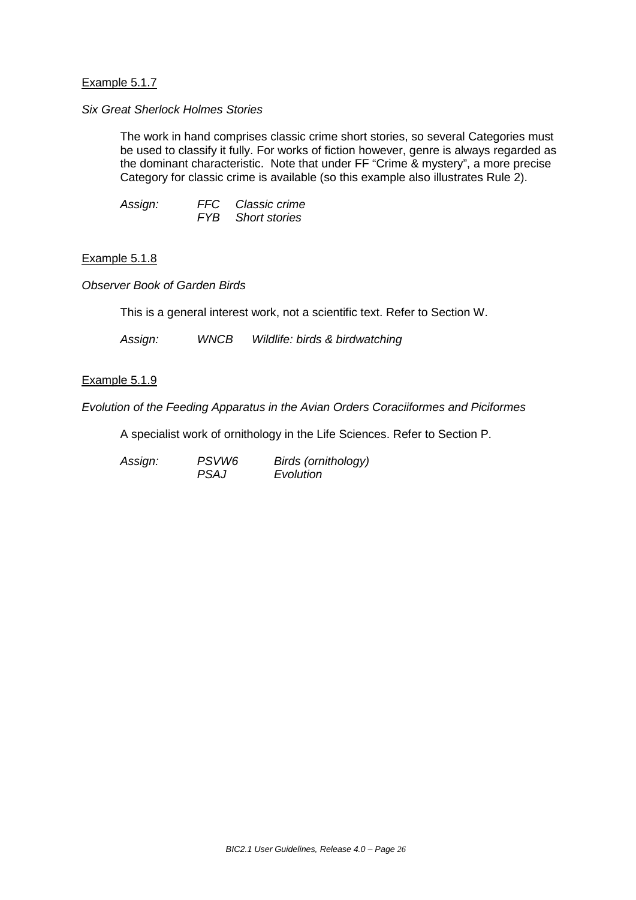Example 5.1.7

*Six Great Sherlock Holmes Stories*

The work in hand comprises classic crime short stories, so several Categories must be used to classify it fully. For works of fiction however, genre is always regarded as the dominant characteristic. Note that under FF "Crime & mystery", a more precise Category for classic crime is available (so this example also illustrates Rule 2).

| *Assign:* | *FFC* | *Classic crime* |
|---|---|---|
| | *FYB* | *Short stories* |

Example 5.1.8

*Observer Book of Garden Birds*

This is a general interest work, not a scientific text. Refer to Section W.

| *Assign:* | *WNCB* | *Wildlife: birds & birdwatching* |
|---|---|---|

Example 5.1.9

*Evolution of the Feeding Apparatus in the Avian Orders Coraciiformes and Piciformes*

A specialist work of ornithology in the Life Sciences. Refer to Section P.

| *Assign:* | *PSVW6* | *Birds (ornithology)* |
|---|---|---|
| | *PSAJ* | *Evolution* |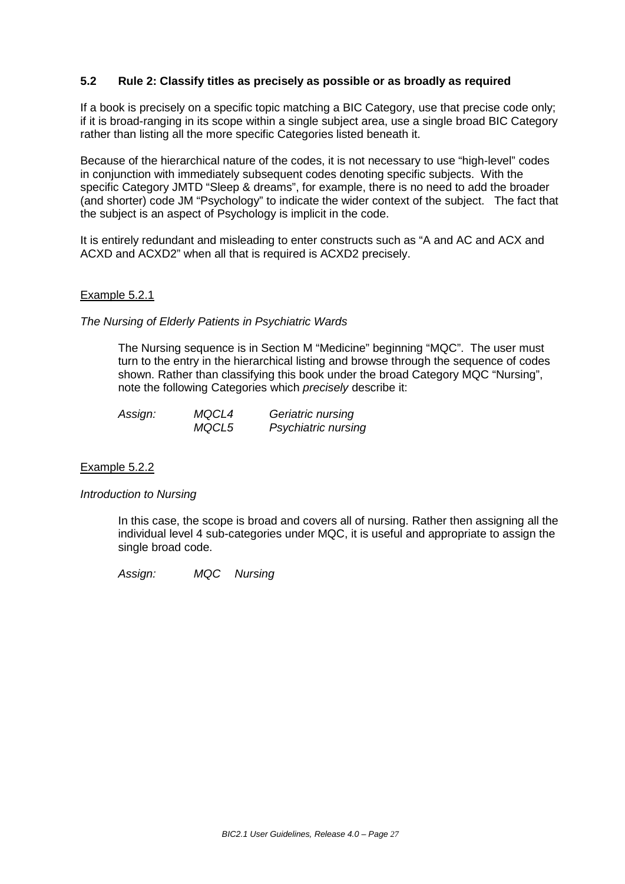### 5.2 Rule 2: Classify titles as precisely as possible or as broadly as required

If a book is precisely on a specific topic matching a BIC Category, use that precise code only; if it is broad-ranging in its scope within a single subject area, use a single broad BIC Category rather than listing all the more specific Categories listed beneath it.

Because of the hierarchical nature of the codes, it is not necessary to use "high-level" codes in conjunction with immediately subsequent codes denoting specific subjects. With the specific Category JMTD "Sleep & dreams", for example, there is no need to add the broader (and shorter) code JM "Psychology" to indicate the wider context of the subject. The fact that the subject is an aspect of Psychology is implicit in the code.

It is entirely redundant and misleading to enter constructs such as "A and AC and ACX and ACXD and ACXD2" when all that is required is ACXD2 precisely.

Example 5.2.1

*The Nursing of Elderly Patients in Psychiatric Wards*

> The Nursing sequence is in Section M "Medicine" beginning "MQC". The user must turn to the entry in the hierarchical listing and browse through the sequence of codes shown. Rather than classifying this book under the broad Category MQC "Nursing", note the following Categories which *precisely* describe it:
>
> *Assign:* *MQCL4* *Geriatric nursing*
> *MQCL5* *Psychiatric nursing*

Example 5.2.2

*Introduction to Nursing*

> In this case, the scope is broad and covers all of nursing. Rather then assigning all the individual level 4 sub-categories under MQC, it is useful and appropriate to assign the single broad code.
>
> *Assign:* *MQC* *Nursing*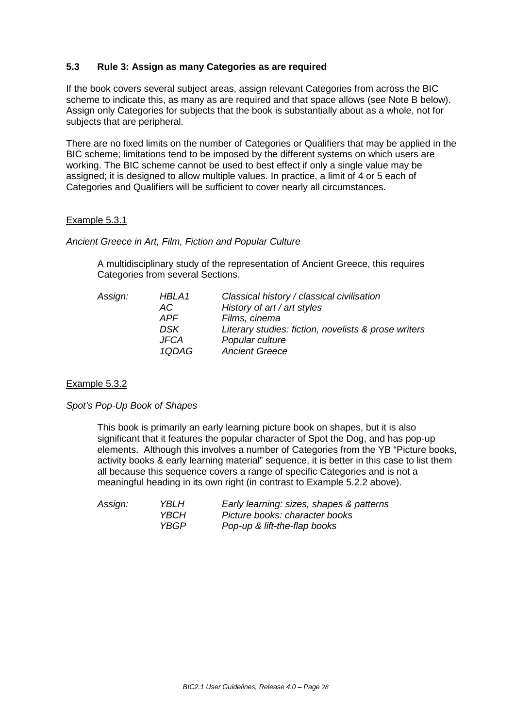### 5.3 Rule 3: Assign as many Categories as are required

If the book covers several subject areas, assign relevant Categories from across the BIC scheme to indicate this, as many as are required and that space allows (see Note B below). Assign only Categories for subjects that the book is substantially about as a whole, not for subjects that are peripheral.

There are no fixed limits on the number of Categories or Qualifiers that may be applied in the BIC scheme; limitations tend to be imposed by the different systems on which users are working. The BIC scheme cannot be used to best effect if only a single value may be assigned; it is designed to allow multiple values. In practice, a limit of 4 or 5 each of Categories and Qualifiers will be sufficient to cover nearly all circumstances.

Example 5.3.1

*Ancient Greece in Art, Film, Fiction and Popular Culture*

A multidisciplinary study of the representation of Ancient Greece, this requires Categories from several Sections.

| | | |
|---|---|---|
| *Assign:* | *HBLA1* | *Classical history / classical civilisation* |
| | *AC* | *History of art / art styles* |
| | *APF* | *Films, cinema* |
| | *DSK* | *Literary studies: fiction, novelists & prose writers* |
| | *JFCA* | *Popular culture* |
| | *1QDAG* | *Ancient Greece* |

Example 5.3.2

*Spot's Pop-Up Book of Shapes*

This book is primarily an early learning picture book on shapes, but it is also significant that it features the popular character of Spot the Dog, and has pop-up elements. Although this involves a number of Categories from the YB "Picture books, activity books & early learning material" sequence, it is better in this case to list them all because this sequence covers a range of specific Categories and is not a meaningful heading in its own right (in contrast to Example 5.2.2 above).

| | | |
|---|---|---|
| *Assign:* | *YBLH* | *Early learning: sizes, shapes & patterns* |
| | *YBCH* | *Picture books: character books* |
| | *YBGP* | *Pop-up & lift-the-flap books* |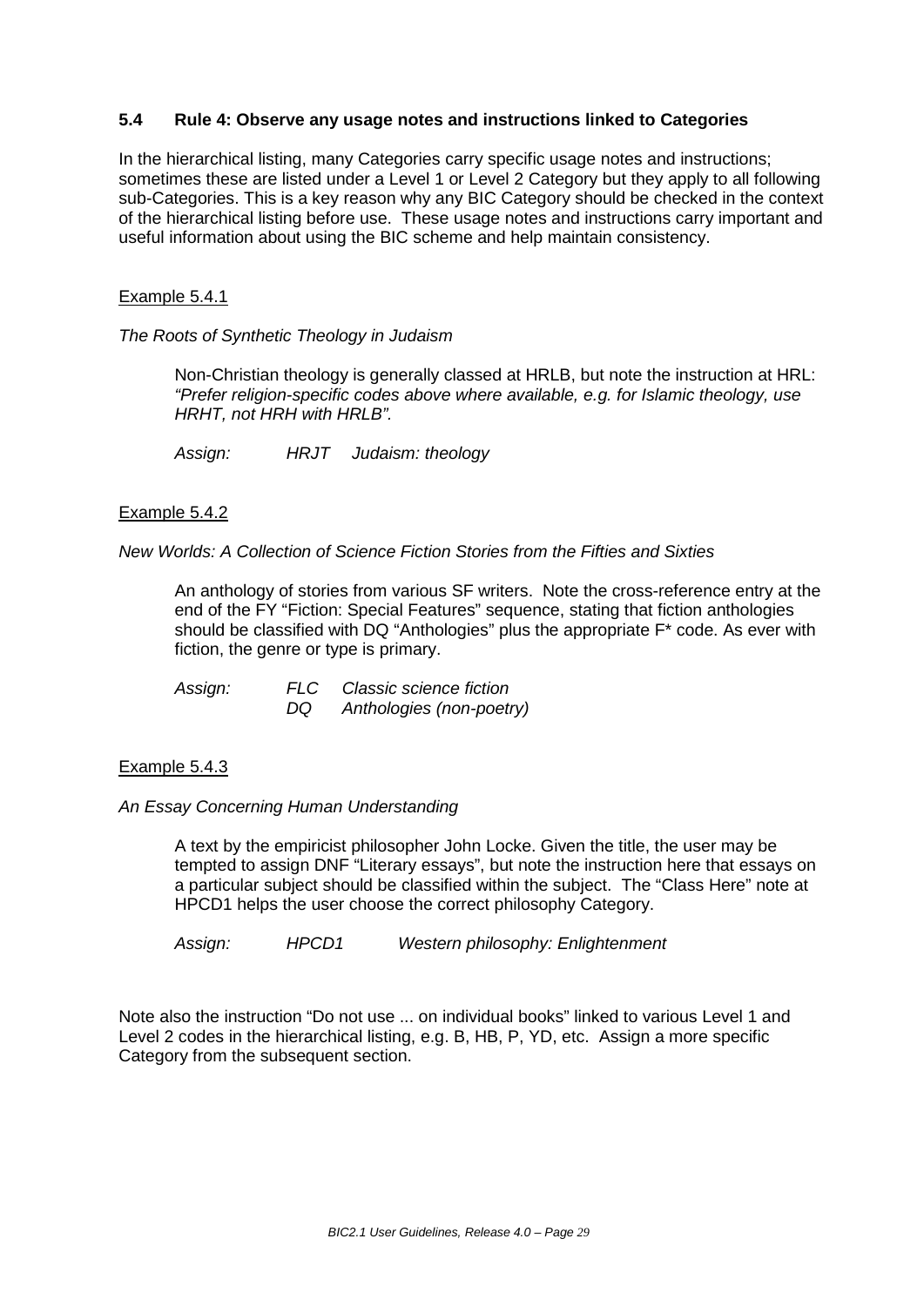### 5.4 Rule 4: Observe any usage notes and instructions linked to Categories

In the hierarchical listing, many Categories carry specific usage notes and instructions; sometimes these are listed under a Level 1 or Level 2 Category but they apply to all following sub-Categories. This is a key reason why any BIC Category should be checked in the context of the hierarchical listing before use. These usage notes and instructions carry important and useful information about using the BIC scheme and help maintain consistency.

Example 5.4.1

*The Roots of Synthetic Theology in Judaism*

> Non-Christian theology is generally classed at HRLB, but note the instruction at HRL: *"Prefer religion-specific codes above where available, e.g. for Islamic theology, use HRHT, not HRH with HRLB".*
>
> *Assign:* *HRJT* *Judaism: theology*

Example 5.4.2

*New Worlds: A Collection of Science Fiction Stories from the Fifties and Sixties*

> An anthology of stories from various SF writers. Note the cross-reference entry at the end of the FY "Fiction: Special Features" sequence, stating that fiction anthologies should be classified with DQ "Anthologies" plus the appropriate F* code. As ever with fiction, the genre or type is primary.
>
> *Assign:* *FLC* *Classic science fiction*
> *DQ* *Anthologies (non-poetry)*

Example 5.4.3

*An Essay Concerning Human Understanding*

> A text by the empiricist philosopher John Locke. Given the title, the user may be tempted to assign DNF "Literary essays", but note the instruction here that essays on a particular subject should be classified within the subject. The "Class Here" note at HPCD1 helps the user choose the correct philosophy Category.
>
> *Assign:* *HPCD1* *Western philosophy: Enlightenment*

Note also the instruction "Do not use ... on individual books" linked to various Level 1 and Level 2 codes in the hierarchical listing, e.g. B, HB, P, YD, etc. Assign a more specific Category from the subsequent section.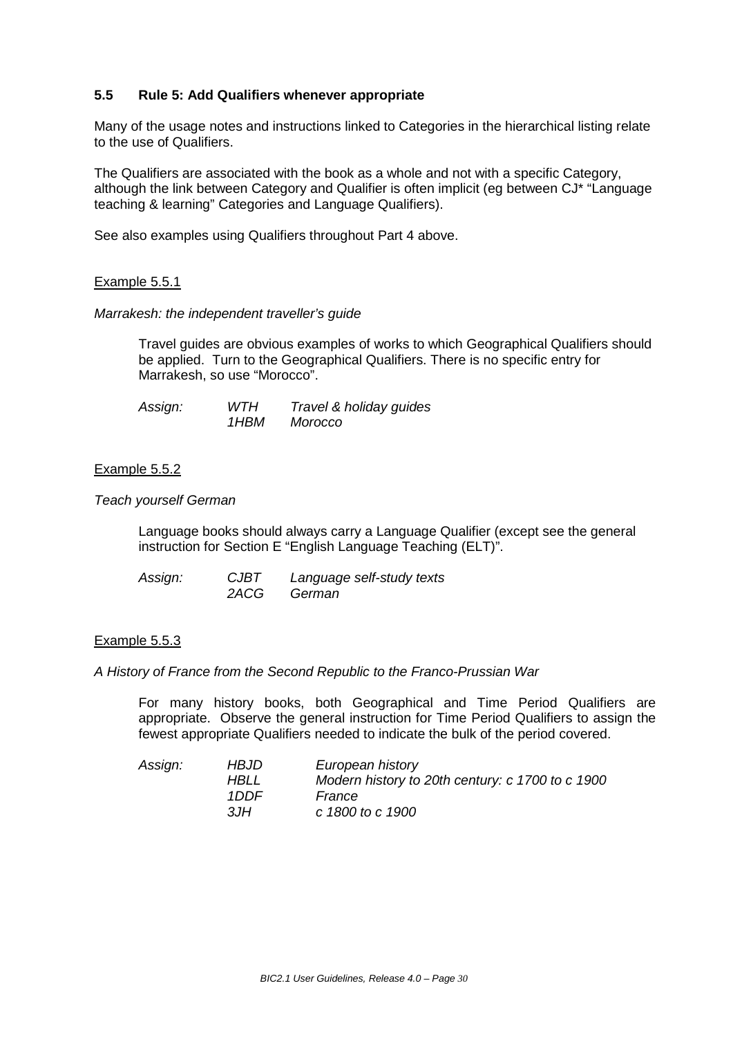### 5.5 Rule 5: Add Qualifiers whenever appropriate

Many of the usage notes and instructions linked to Categories in the hierarchical listing relate to the use of Qualifiers.

The Qualifiers are associated with the book as a whole and not with a specific Category, although the link between Category and Qualifier is often implicit (eg between CJ* "Language teaching & learning" Categories and Language Qualifiers).

See also examples using Qualifiers throughout Part 4 above.

Example 5.5.1

*Marrakesh: the independent traveller's guide*

Travel guides are obvious examples of works to which Geographical Qualifiers should be applied. Turn to the Geographical Qualifiers. There is no specific entry for Marrakesh, so use "Morocco".

| | | |
|---|---|---|
| *Assign:* | *WTH* | *Travel & holiday guides* |
| | *1HBM* | *Morocco* |

Example 5.5.2

*Teach yourself German*

Language books should always carry a Language Qualifier (except see the general instruction for Section E "English Language Teaching (ELT)".

| | | |
|---|---|---|
| *Assign:* | *CJBT* | *Language self-study texts* |
| | *2ACG* | *German* |

Example 5.5.3

*A History of France from the Second Republic to the Franco-Prussian War*

For many history books, both Geographical and Time Period Qualifiers are appropriate. Observe the general instruction for Time Period Qualifiers to assign the fewest appropriate Qualifiers needed to indicate the bulk of the period covered.

| | | |
|---|---|---|
| *Assign:* | *HBJD* | *European history* |
| | *HBLL* | *Modern history to 20th century: c 1700 to c 1900* |
| | *1DDF* | *France* |
| | *3JH* | *c 1800 to c 1900* |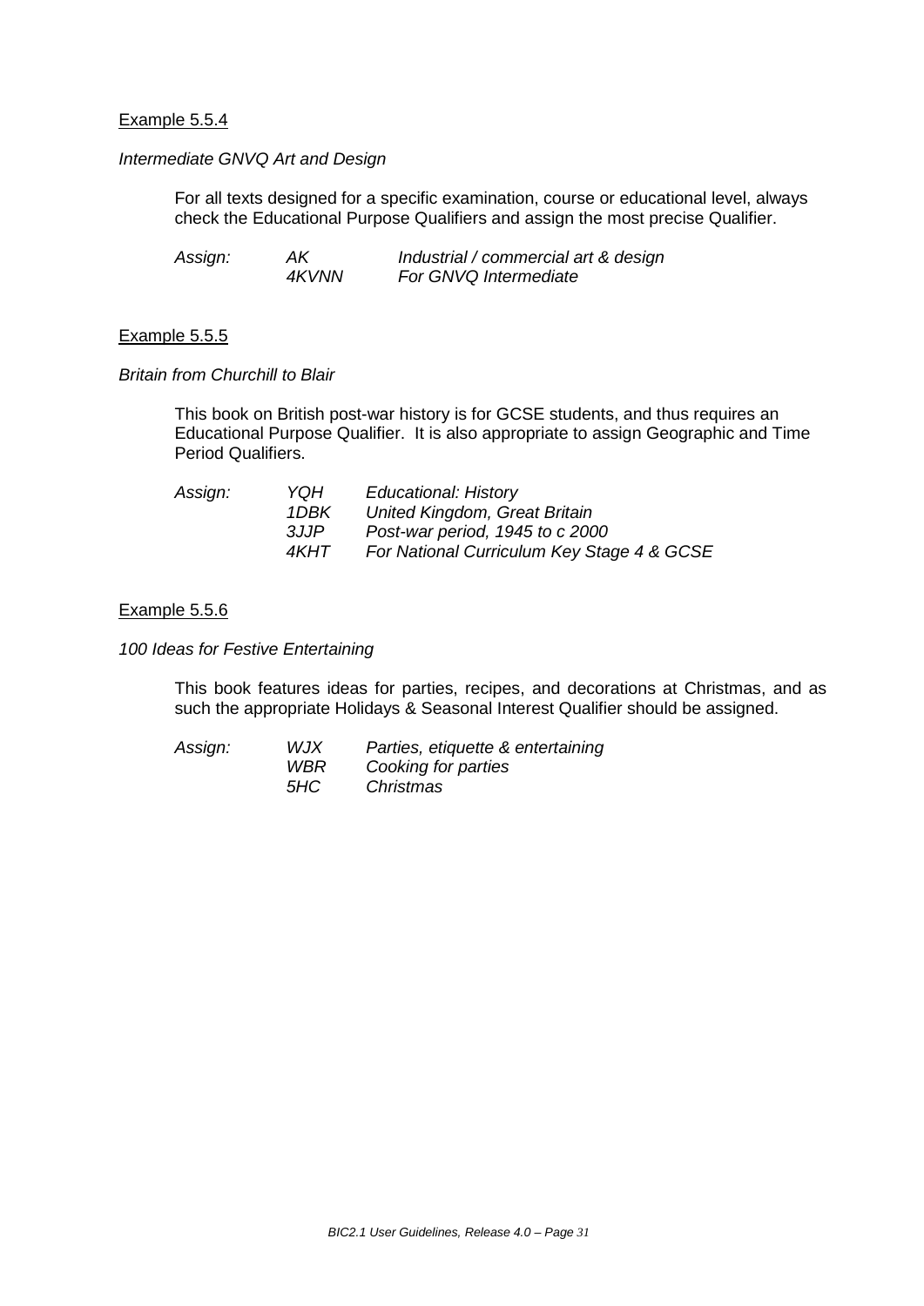Example 5.5.4

*Intermediate GNVQ Art and Design*

For all texts designed for a specific examination, course or educational level, always check the Educational Purpose Qualifiers and assign the most precise Qualifier.

| *Assign:* | *AK* | *Industrial / commercial art & design* |
|---|---|---|
| | *4KVNN* | *For GNVQ Intermediate* |

Example 5.5.5

*Britain from Churchill to Blair*

This book on British post-war history is for GCSE students, and thus requires an Educational Purpose Qualifier. It is also appropriate to assign Geographic and Time Period Qualifiers.

| *Assign:* | *YQH* | *Educational: History* |
|---|---|---|
| | *1DBK* | *United Kingdom, Great Britain* |
| | *3JJP* | *Post-war period, 1945 to c 2000* |
| | *4KHT* | *For National Curriculum Key Stage 4 & GCSE* |

Example 5.5.6

*100 Ideas for Festive Entertaining*

This book features ideas for parties, recipes, and decorations at Christmas, and as such the appropriate Holidays & Seasonal Interest Qualifier should be assigned.

| *Assign:* | *WJX* | *Parties, etiquette & entertaining* |
|---|---|---|
| | *WBR* | *Cooking for parties* |
| | *5HC* | *Christmas* |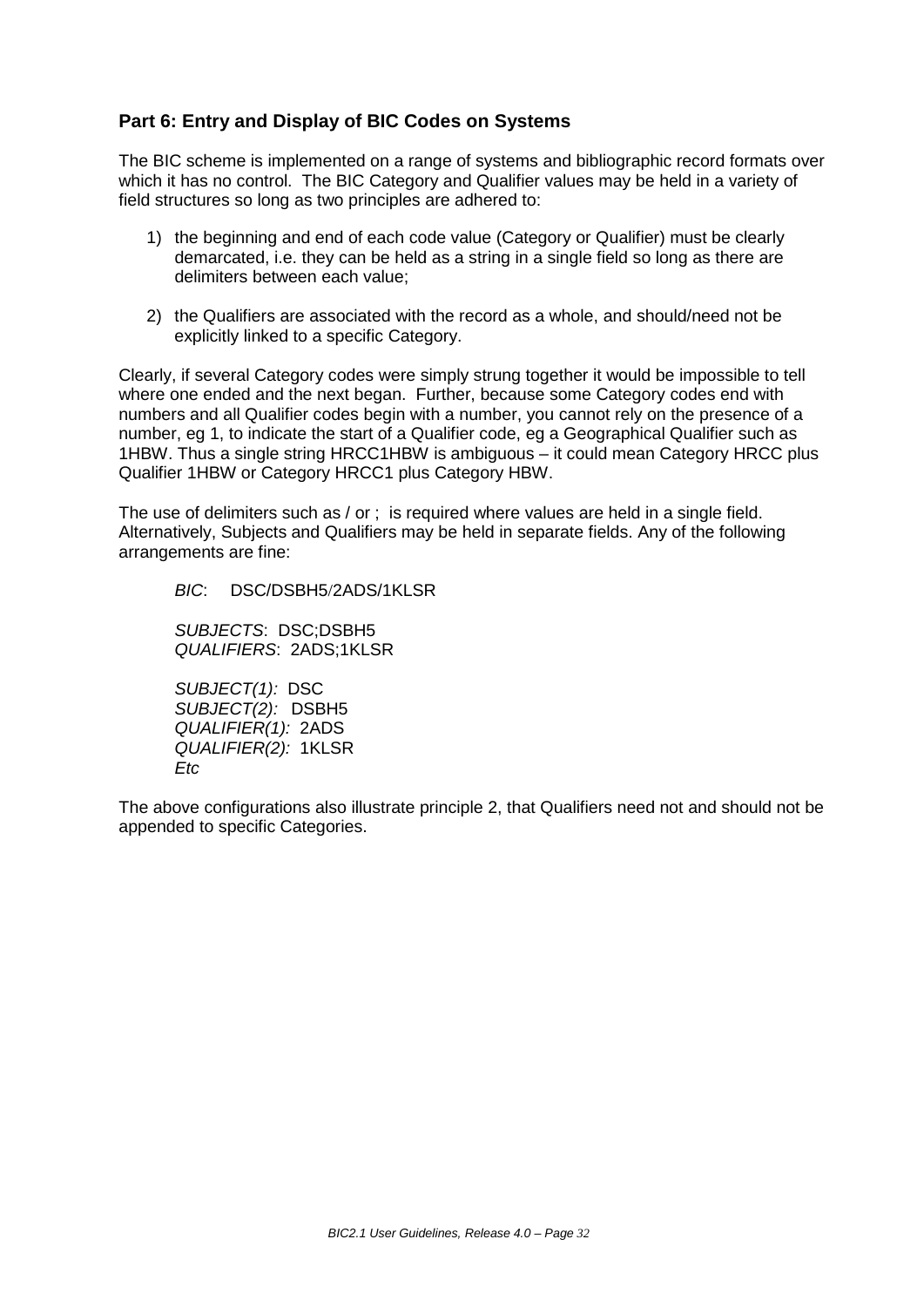## Part 6: Entry and Display of BIC Codes on Systems

The BIC scheme is implemented on a range of systems and bibliographic record formats over which it has no control. The BIC Category and Qualifier values may be held in a variety of field structures so long as two principles are adhered to:

1) the beginning and end of each code value (Category or Qualifier) must be clearly demarcated, i.e. they can be held as a string in a single field so long as there are delimiters between each value;

2) the Qualifiers are associated with the record as a whole, and should/need not be explicitly linked to a specific Category.

Clearly, if several Category codes were simply strung together it would be impossible to tell where one ended and the next began. Further, because some Category codes end with numbers and all Qualifier codes begin with a number, you cannot rely on the presence of a number, eg 1, to indicate the start of a Qualifier code, eg a Geographical Qualifier such as 1HBW. Thus a single string HRCC1HBW is ambiguous – it could mean Category HRCC plus Qualifier 1HBW or Category HRCC1 plus Category HBW.

The use of delimiters such as / or ; is required where values are held in a single field. Alternatively, Subjects and Qualifiers may be held in separate fields. Any of the following arrangements are fine:

*BIC*: DSC/DSBH5/2ADS/1KLSR

*SUBJECTS*: DSC;DSBH5
*QUALIFIERS*: 2ADS;1KLSR

*SUBJECT(1):* DSC
*SUBJECT(2):* DSBH5
*QUALIFIER(1):* 2ADS
*QUALIFIER(2):* 1KLSR
*Etc*

The above configurations also illustrate principle 2, that Qualifiers need not and should not be appended to specific Categories.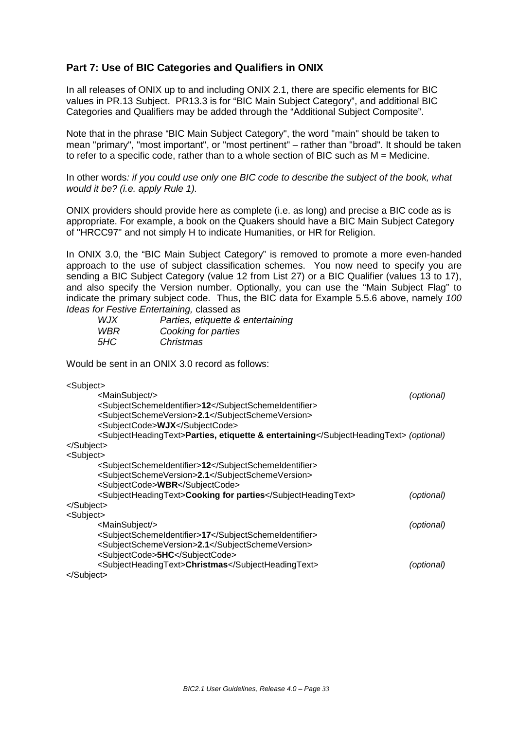## Part 7: Use of BIC Categories and Qualifiers in ONIX

In all releases of ONIX up to and including ONIX 2.1, there are specific elements for BIC values in PR.13 Subject. PR13.3 is for "BIC Main Subject Category", and additional BIC Categories and Qualifiers may be added through the "Additional Subject Composite".

Note that in the phrase "BIC Main Subject Category", the word "main" should be taken to mean "primary", "most important", or "most pertinent" – rather than "broad". It should be taken to refer to a specific code, rather than to a whole section of BIC such as M = Medicine.

In other words*: if you could use only one BIC code to describe the subject of the book, what would it be? (i.e. apply Rule 1).*

ONIX providers should provide here as complete (i.e. as long) and precise a BIC code as is appropriate. For example, a book on the Quakers should have a BIC Main Subject Category of "HRCC97" and not simply H to indicate Humanities, or HR for Religion.

In ONIX 3.0, the "BIC Main Subject Category" is removed to promote a more even-handed approach to the use of subject classification schemes. You now need to specify you are sending a BIC Subject Category (value 12 from List 27) or a BIC Qualifier (values 13 to 17), and also specify the Version number. Optionally, you can use the "Main Subject Flag" to indicate the primary subject code. Thus, the BIC data for Example 5.5.6 above, namely *100 Ideas for Festive Entertaining,* classed as

| | |
|---|---|
| *WJX* | *Parties, etiquette & entertaining* |
| *WBR* | *Cooking for parties* |
| *5HC* | *Christmas* |

Would be sent in an ONIX 3.0 record as follows:

```
<Subject>
        <MainSubject/>                                                          (optional)
        <SubjectSchemeIdentifier>12</SubjectSchemeIdentifier>
        <SubjectSchemeVersion>2.1</SubjectSchemeVersion>
        <SubjectCode>WJX</SubjectCode>
        <SubjectHeadingText>Parties, etiquette & entertaining</SubjectHeadingText> (optional)
</Subject>
<Subject>
        <SubjectSchemeIdentifier>12</SubjectSchemeIdentifier>
        <SubjectSchemeVersion>2.1</SubjectSchemeVersion>
        <SubjectCode>WBR</SubjectCode>
        <SubjectHeadingText>Cooking for parties</SubjectHeadingText>           (optional)
</Subject>
<Subject>
        <MainSubject/>                                                          (optional)
        <SubjectSchemeIdentifier>17</SubjectSchemeIdentifier>
        <SubjectSchemeVersion>2.1</SubjectSchemeVersion>
        <SubjectCode>5HC</SubjectCode>
        <SubjectHeadingText>Christmas</SubjectHeadingText>                     (optional)
</Subject>
```